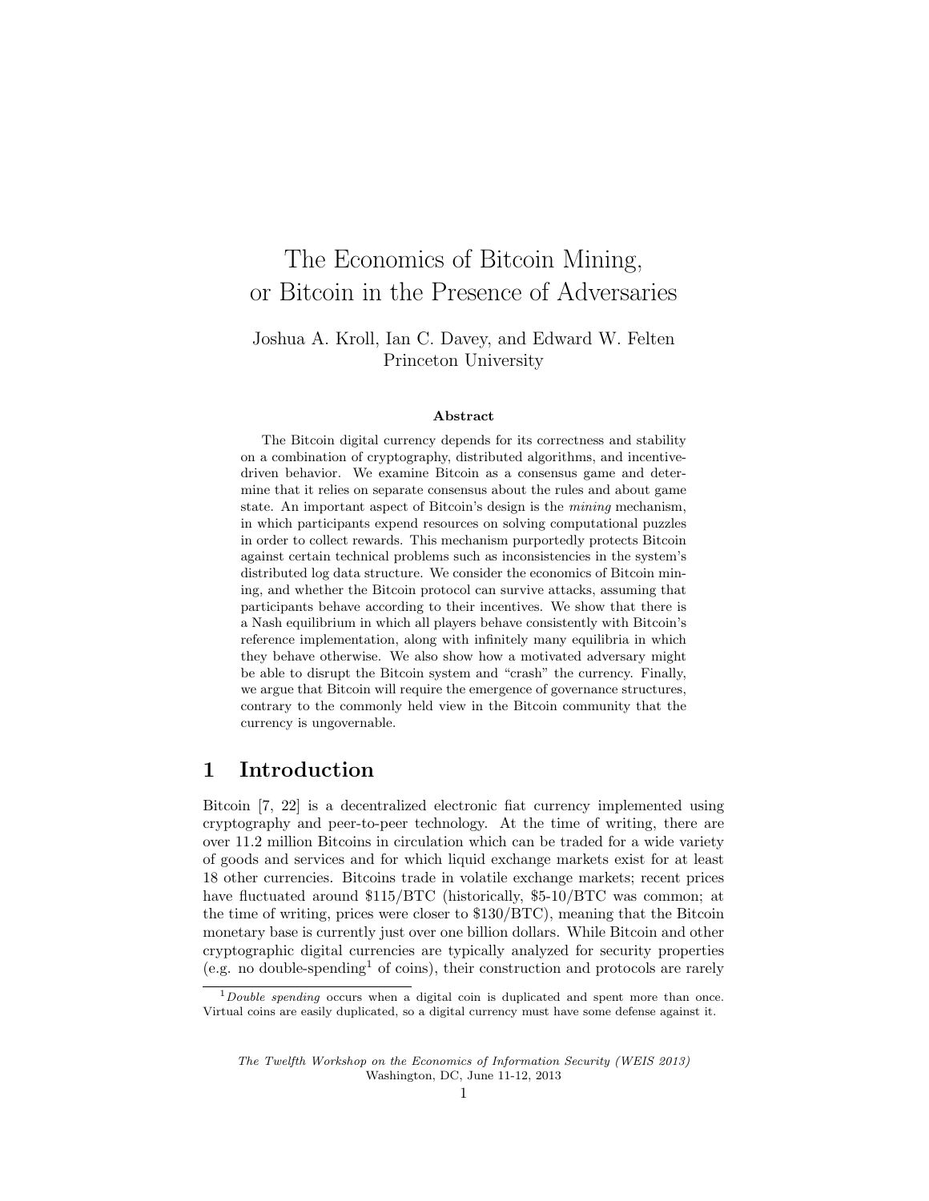# The Economics of Bitcoin Mining, or Bitcoin in the Presence of Adversaries

Joshua A. Kroll, Ian C. Davey, and Edward W. Felten
Princeton University

### Abstract

The Bitcoin digital currency depends for its correctness and stability on a combination of cryptography, distributed algorithms, and incentive-driven behavior. We examine Bitcoin as a consensus game and determine that it relies on separate consensus about the rules and about game state. An important aspect of Bitcoin's design is the *mining* mechanism, in which participants expend resources on solving computational puzzles in order to collect rewards. This mechanism purportedly protects Bitcoin against certain technical problems such as inconsistencies in the system's distributed log data structure. We consider the economics of Bitcoin mining, and whether the Bitcoin protocol can survive attacks, assuming that participants behave according to their incentives. We show that there is a Nash equilibrium in which all players behave consistently with Bitcoin's reference implementation, along with infinitely many equilibria in which they behave otherwise. We also show how a motivated adversary might be able to disrupt the Bitcoin system and "crash" the currency. Finally, we argue that Bitcoin will require the emergence of governance structures, contrary to the commonly held view in the Bitcoin community that the currency is ungovernable.

## 1 Introduction

Bitcoin [7, 22] is a decentralized electronic fiat currency implemented using cryptography and peer-to-peer technology. At the time of writing, there are over 11.2 million Bitcoins in circulation which can be traded for a wide variety of goods and services and for which liquid exchange markets exist for at least 18 other currencies. Bitcoins trade in volatile exchange markets; recent prices have fluctuated around \$115/BTC (historically, \$5-10/BTC was common; at the time of writing, prices were closer to \$130/BTC), meaning that the Bitcoin monetary base is currently just over one billion dollars. While Bitcoin and other cryptographic digital currencies are typically analyzed for security properties (e.g. no double-spending[1] of coins), their construction and protocols are rarely

[1] *Double spending* occurs when a digital coin is duplicated and spent more than once. Virtual coins are easily duplicated, so a digital currency must have some defense against it.

*The Twelfth Workshop on the Economics of Information Security (WEIS 2013)*
Washington, DC, June 11-12, 2013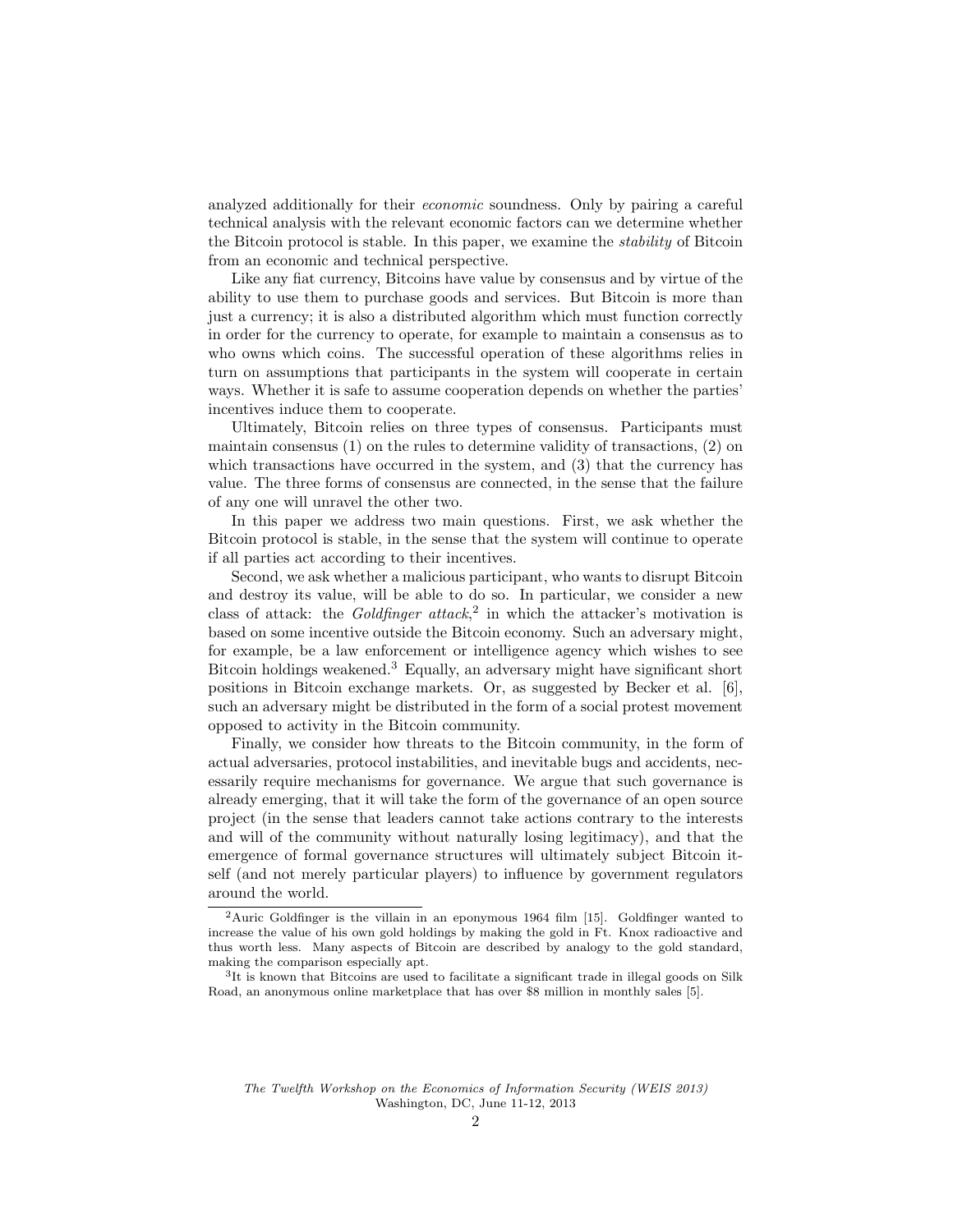analyzed additionally for their *economic* soundness. Only by pairing a careful technical analysis with the relevant economic factors can we determine whether the Bitcoin protocol is stable. In this paper, we examine the *stability* of Bitcoin from an economic and technical perspective.

Like any fiat currency, Bitcoins have value by consensus and by virtue of the ability to use them to purchase goods and services. But Bitcoin is more than just a currency; it is also a distributed algorithm which must function correctly in order for the currency to operate, for example to maintain a consensus as to who owns which coins. The successful operation of these algorithms relies in turn on assumptions that participants in the system will cooperate in certain ways. Whether it is safe to assume cooperation depends on whether the parties' incentives induce them to cooperate.

Ultimately, Bitcoin relies on three types of consensus. Participants must maintain consensus (1) on the rules to determine validity of transactions, (2) on which transactions have occurred in the system, and (3) that the currency has value. The three forms of consensus are connected, in the sense that the failure of any one will unravel the other two.

In this paper we address two main questions. First, we ask whether the Bitcoin protocol is stable, in the sense that the system will continue to operate if all parties act according to their incentives.

Second, we ask whether a malicious participant, who wants to disrupt Bitcoin and destroy its value, will be able to do so. In particular, we consider a new class of attack: the *Goldfinger attack*,[2] in which the attacker's motivation is based on some incentive outside the Bitcoin economy. Such an adversary might, for example, be a law enforcement or intelligence agency which wishes to see Bitcoin holdings weakened.[3] Equally, an adversary might have significant short positions in Bitcoin exchange markets. Or, as suggested by Becker et al. [6], such an adversary might be distributed in the form of a social protest movement opposed to activity in the Bitcoin community.

Finally, we consider how threats to the Bitcoin community, in the form of actual adversaries, protocol instabilities, and inevitable bugs and accidents, necessarily require mechanisms for governance. We argue that such governance is already emerging, that it will take the form of the governance of an open source project (in the sense that leaders cannot take actions contrary to the interests and will of the community without naturally losing legitimacy), and that the emergence of formal governance structures will ultimately subject Bitcoin itself (and not merely particular players) to influence by government regulators around the world.

---

[2] Auric Goldfinger is the villain in an eponymous 1964 film [15]. Goldfinger wanted to increase the value of his own gold holdings by making the gold in Ft. Knox radioactive and thus worth less. Many aspects of Bitcoin are described by analogy to the gold standard, making the comparison especially apt.

[3] It is known that Bitcoins are used to facilitate a significant trade in illegal goods on Silk Road, an anonymous online marketplace that has over $8 million in monthly sales [5].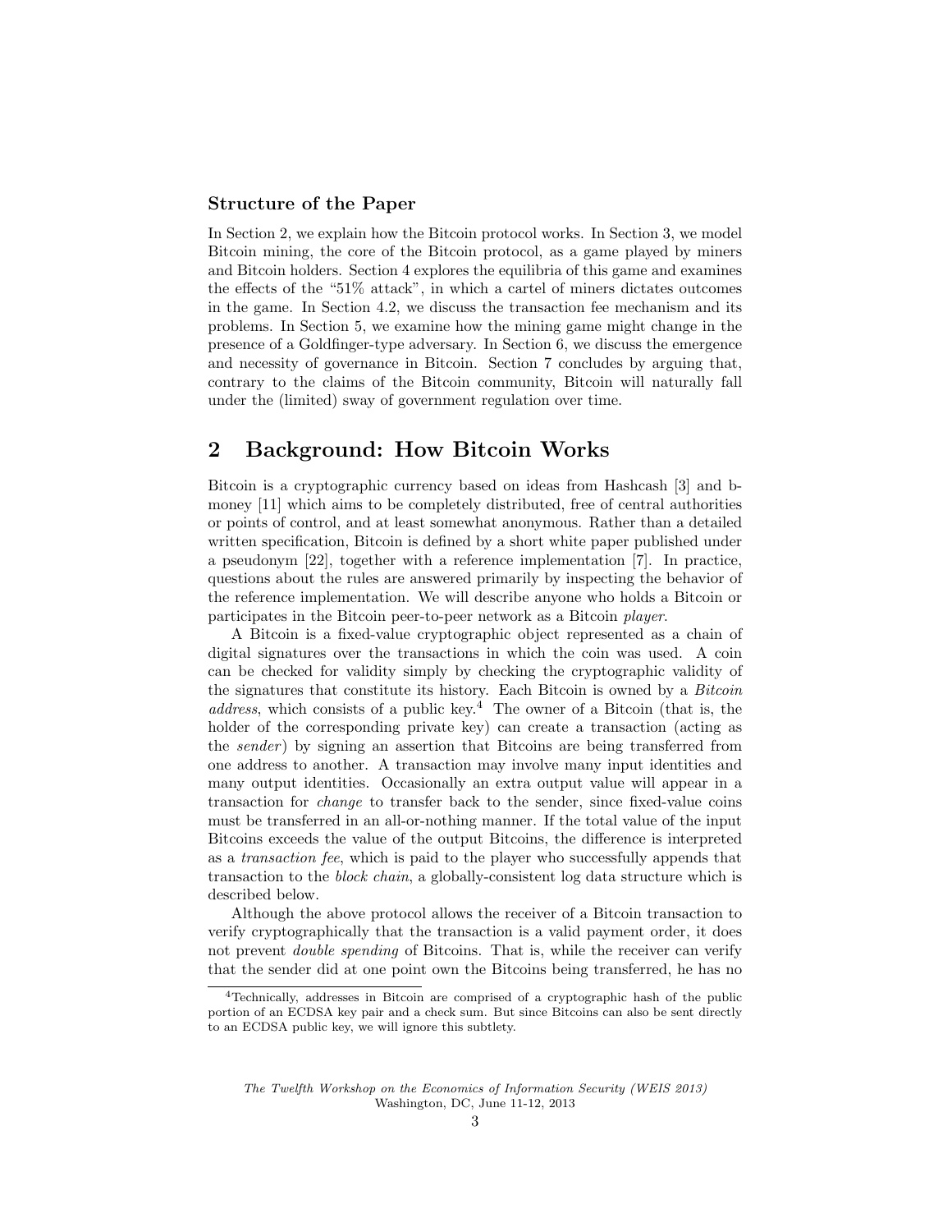### Structure of the Paper

In Section 2, we explain how the Bitcoin protocol works. In Section 3, we model Bitcoin mining, the core of the Bitcoin protocol, as a game played by miners and Bitcoin holders. Section 4 explores the equilibria of this game and examines the effects of the "51% attack", in which a cartel of miners dictates outcomes in the game. In Section 4.2, we discuss the transaction fee mechanism and its problems. In Section 5, we examine how the mining game might change in the presence of a Goldfinger-type adversary. In Section 6, we discuss the emergence and necessity of governance in Bitcoin. Section 7 concludes by arguing that, contrary to the claims of the Bitcoin community, Bitcoin will naturally fall under the (limited) sway of government regulation over time.

## 2 Background: How Bitcoin Works

Bitcoin is a cryptographic currency based on ideas from Hashcash [3] and b-money [11] which aims to be completely distributed, free of central authorities or points of control, and at least somewhat anonymous. Rather than a detailed written specification, Bitcoin is defined by a short white paper published under a pseudonym [22], together with a reference implementation [7]. In practice, questions about the rules are answered primarily by inspecting the behavior of the reference implementation. We will describe anyone who holds a Bitcoin or participates in the Bitcoin peer-to-peer network as a Bitcoin *player*.

A Bitcoin is a fixed-value cryptographic object represented as a chain of digital signatures over the transactions in which the coin was used. A coin can be checked for validity simply by checking the cryptographic validity of the signatures that constitute its history. Each Bitcoin is owned by a *Bitcoin address*, which consists of a public key.[4] The owner of a Bitcoin (that is, the holder of the corresponding private key) can create a transaction (acting as the *sender*) by signing an assertion that Bitcoins are being transferred from one address to another. A transaction may involve many input identities and many output identities. Occasionally an extra output value will appear in a transaction for *change* to transfer back to the sender, since fixed-value coins must be transferred in an all-or-nothing manner. If the total value of the input Bitcoins exceeds the value of the output Bitcoins, the difference is interpreted as a *transaction fee*, which is paid to the player who successfully appends that transaction to the *block chain*, a globally-consistent log data structure which is described below.

Although the above protocol allows the receiver of a Bitcoin transaction to verify cryptographically that the transaction is a valid payment order, it does not prevent *double spending* of Bitcoins. That is, while the receiver can verify that the sender did at one point own the Bitcoins being transferred, he has no

[4] Technically, addresses in Bitcoin are comprised of a cryptographic hash of the public portion of an ECDSA key pair and a check sum. But since Bitcoins can also be sent directly to an ECDSA public key, we will ignore this subtlety.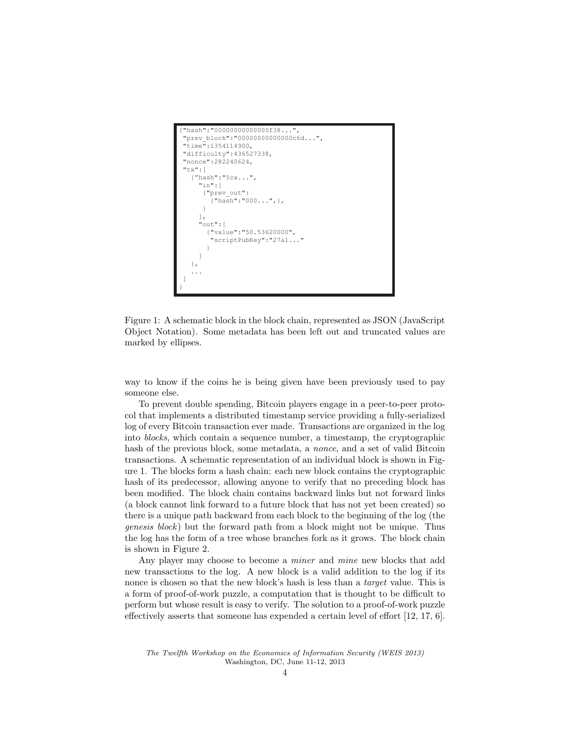```
{"hash":"00000000000000f38...",
 "prev_block":"00000000000000c6d...",
 "time":1354114900,
 "difficulty":436527338,
 "nonce":282240624,
 "tx":[
   {"hash":"5ca...",
     "in":[
      {"prev_out":
        {"hash":"000...",},
      }
     ],
     "out":[
       {"value":"50.53620000",
        "scriptPubKey":"27a1..."
       }
     ]
   },
   ...
 ]
}
```

Figure 1: A schematic block in the block chain, represented as JSON (JavaScript Object Notation). Some metadata has been left out and truncated values are marked by ellipses.

way to know if the coins he is being given have been previously used to pay someone else.

To prevent double spending, Bitcoin players engage in a peer-to-peer protocol that implements a distributed timestamp service providing a fully-serialized log of every Bitcoin transaction ever made. Transactions are organized in the log into *blocks*, which contain a sequence number, a timestamp, the cryptographic hash of the previous block, some metadata, a *nonce*, and a set of valid Bitcoin transactions. A schematic representation of an individual block is shown in Figure 1. The blocks form a hash chain: each new block contains the cryptographic hash of its predecessor, allowing anyone to verify that no preceding block has been modified. The block chain contains backward links but not forward links (a block cannot link forward to a future block that has not yet been created) so there is a unique path backward from each block to the beginning of the log (the *genesis block*) but the forward path from a block might not be unique. Thus the log has the form of a tree whose branches fork as it grows. The block chain is shown in Figure 2.

Any player may choose to become a *miner* and *mine* new blocks that add new transactions to the log. A new block is a valid addition to the log if its nonce is chosen so that the new block's hash is less than a *target* value. This is a form of proof-of-work puzzle, a computation that is thought to be difficult to perform but whose result is easy to verify. The solution to a proof-of-work puzzle effectively asserts that someone has expended a certain level of effort [12, 17, 6].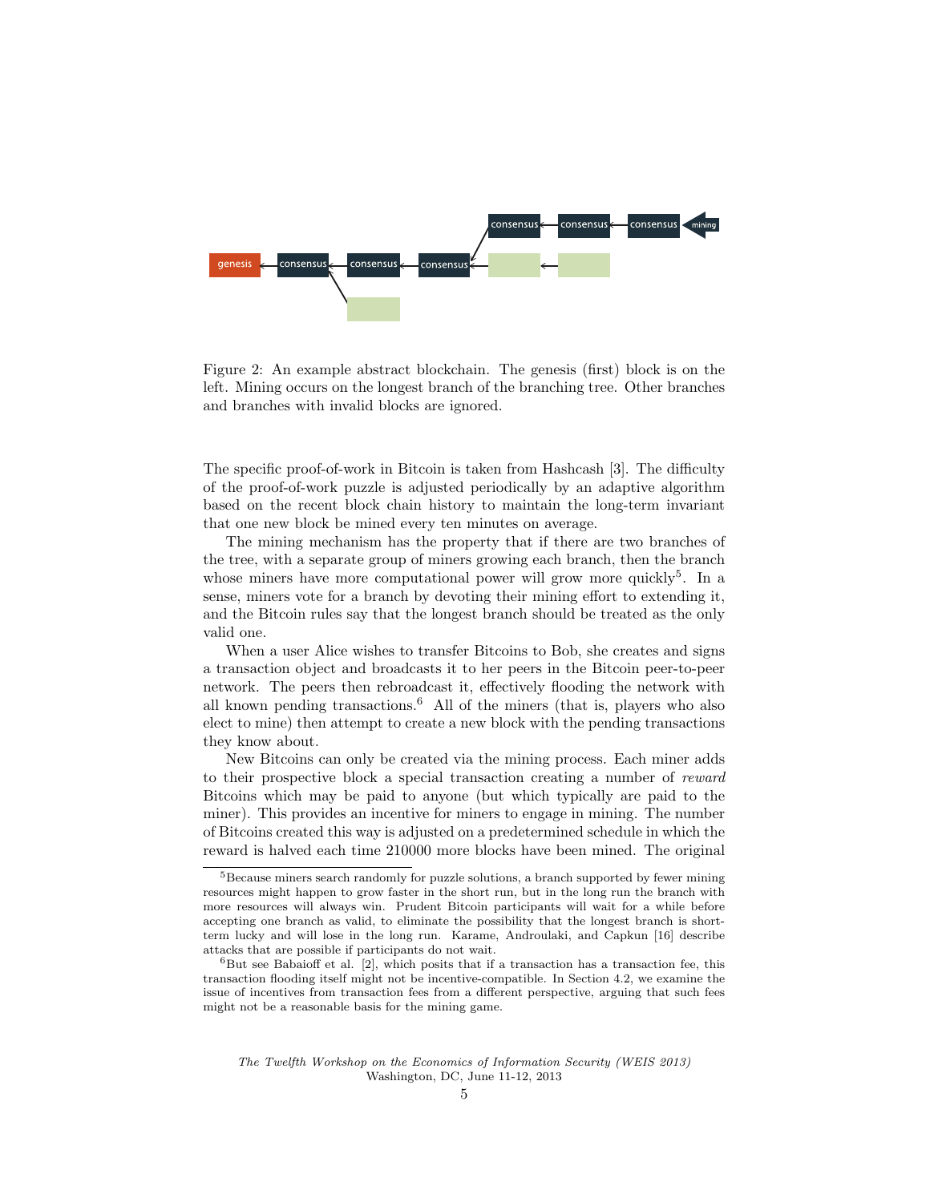Figure 2: An example abstract blockchain. The genesis (first) block is on the left. Mining occurs on the longest branch of the branching tree. Other branches and branches with invalid blocks are ignored.

The specific proof-of-work in Bitcoin is taken from Hashcash [3]. The difficulty of the proof-of-work puzzle is adjusted periodically by an adaptive algorithm based on the recent block chain history to maintain the long-term invariant that one new block be mined every ten minutes on average.

The mining mechanism has the property that if there are two branches of the tree, with a separate group of miners growing each branch, then the branch whose miners have more computational power will grow more quickly[5]. In a sense, miners vote for a branch by devoting their mining effort to extending it, and the Bitcoin rules say that the longest branch should be treated as the only valid one.

When a user Alice wishes to transfer Bitcoins to Bob, she creates and signs a transaction object and broadcasts it to her peers in the Bitcoin peer-to-peer network. The peers then rebroadcast it, effectively flooding the network with all known pending transactions.[6] All of the miners (that is, players who also elect to mine) then attempt to create a new block with the pending transactions they know about.

New Bitcoins can only be created via the mining process. Each miner adds to their prospective block a special transaction creating a number of *reward* Bitcoins which may be paid to anyone (but which typically are paid to the miner). This provides an incentive for miners to engage in mining. The number of Bitcoins created this way is adjusted on a predetermined schedule in which the reward is halved each time 210000 more blocks have been mined. The original

---

[5] Because miners search randomly for puzzle solutions, a branch supported by fewer mining resources might happen to grow faster in the short run, but in the long run the branch with more resources will always win. Prudent Bitcoin participants will wait for a while before accepting one branch as valid, to eliminate the possibility that the longest branch is short-term lucky and will lose in the long run. Karame, Androulaki, and Capkun [16] describe attacks that are possible if participants do not wait.

[6] But see Babaioff et al. [2], which posits that if a transaction has a transaction fee, this transaction flooding itself might not be incentive-compatible. In Section 4.2, we examine the issue of incentives from transaction fees from a different perspective, arguing that such fees might not be a reasonable basis for the mining game.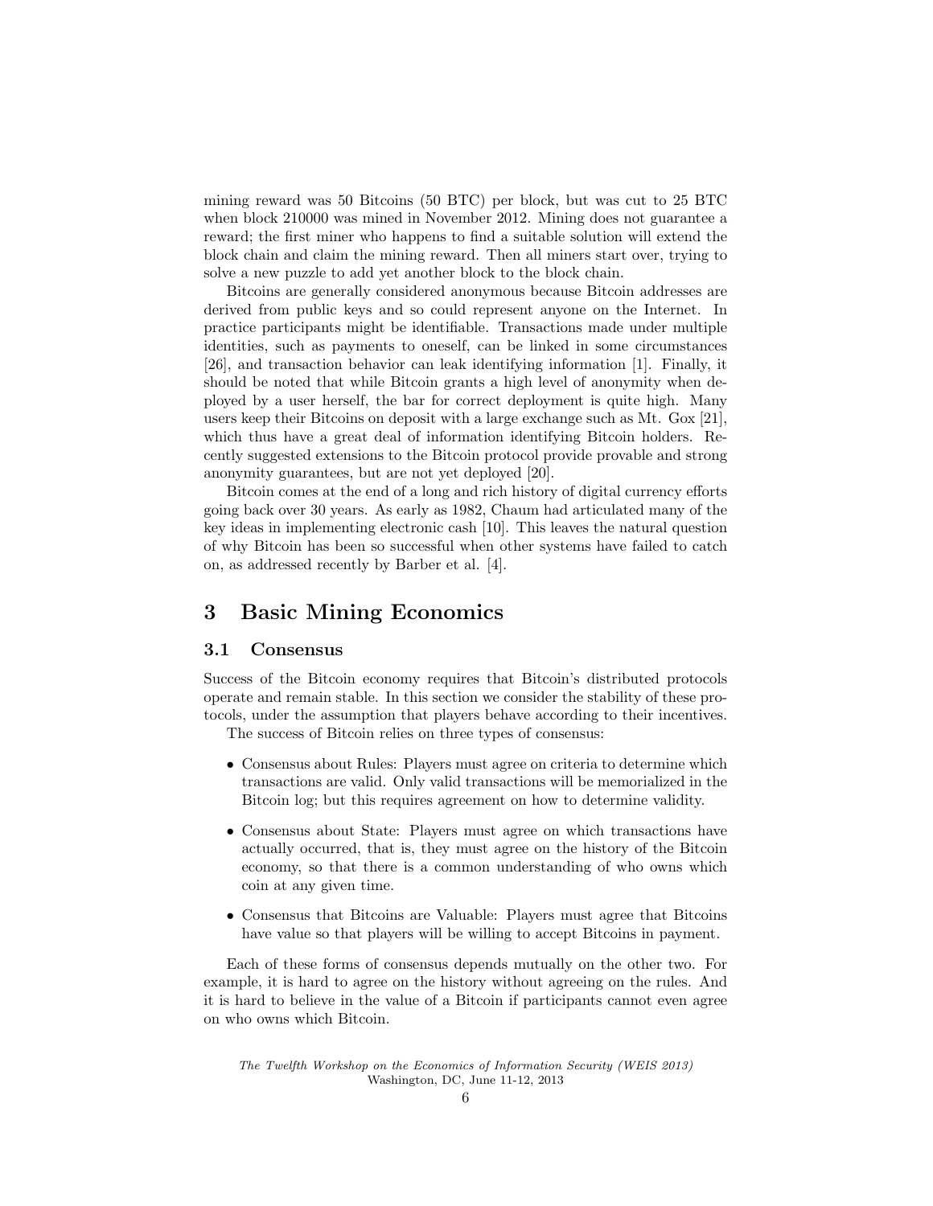mining reward was 50 Bitcoins (50 BTC) per block, but was cut to 25 BTC when block 210000 was mined in November 2012. Mining does not guarantee a reward; the first miner who happens to find a suitable solution will extend the block chain and claim the mining reward. Then all miners start over, trying to solve a new puzzle to add yet another block to the block chain.

Bitcoins are generally considered anonymous because Bitcoin addresses are derived from public keys and so could represent anyone on the Internet. In practice participants might be identifiable. Transactions made under multiple identities, such as payments to oneself, can be linked in some circumstances [26], and transaction behavior can leak identifying information [1]. Finally, it should be noted that while Bitcoin grants a high level of anonymity when deployed by a user herself, the bar for correct deployment is quite high. Many users keep their Bitcoins on deposit with a large exchange such as Mt. Gox [21], which thus have a great deal of information identifying Bitcoin holders. Recently suggested extensions to the Bitcoin protocol provide provable and strong anonymity guarantees, but are not yet deployed [20].

Bitcoin comes at the end of a long and rich history of digital currency efforts going back over 30 years. As early as 1982, Chaum had articulated many of the key ideas in implementing electronic cash [10]. This leaves the natural question of why Bitcoin has been so successful when other systems have failed to catch on, as addressed recently by Barber et al. [4].

# 3 Basic Mining Economics

## 3.1 Consensus

Success of the Bitcoin economy requires that Bitcoin's distributed protocols operate and remain stable. In this section we consider the stability of these protocols, under the assumption that players behave according to their incentives.

The success of Bitcoin relies on three types of consensus:

- Consensus about Rules: Players must agree on criteria to determine which transactions are valid. Only valid transactions will be memorialized in the Bitcoin log; but this requires agreement on how to determine validity.
- Consensus about State: Players must agree on which transactions have actually occurred, that is, they must agree on the history of the Bitcoin economy, so that there is a common understanding of who owns which coin at any given time.
- Consensus that Bitcoins are Valuable: Players must agree that Bitcoins have value so that players will be willing to accept Bitcoins in payment.

Each of these forms of consensus depends mutually on the other two. For example, it is hard to agree on the history without agreeing on the rules. And it is hard to believe in the value of a Bitcoin if participants cannot even agree on who owns which Bitcoin.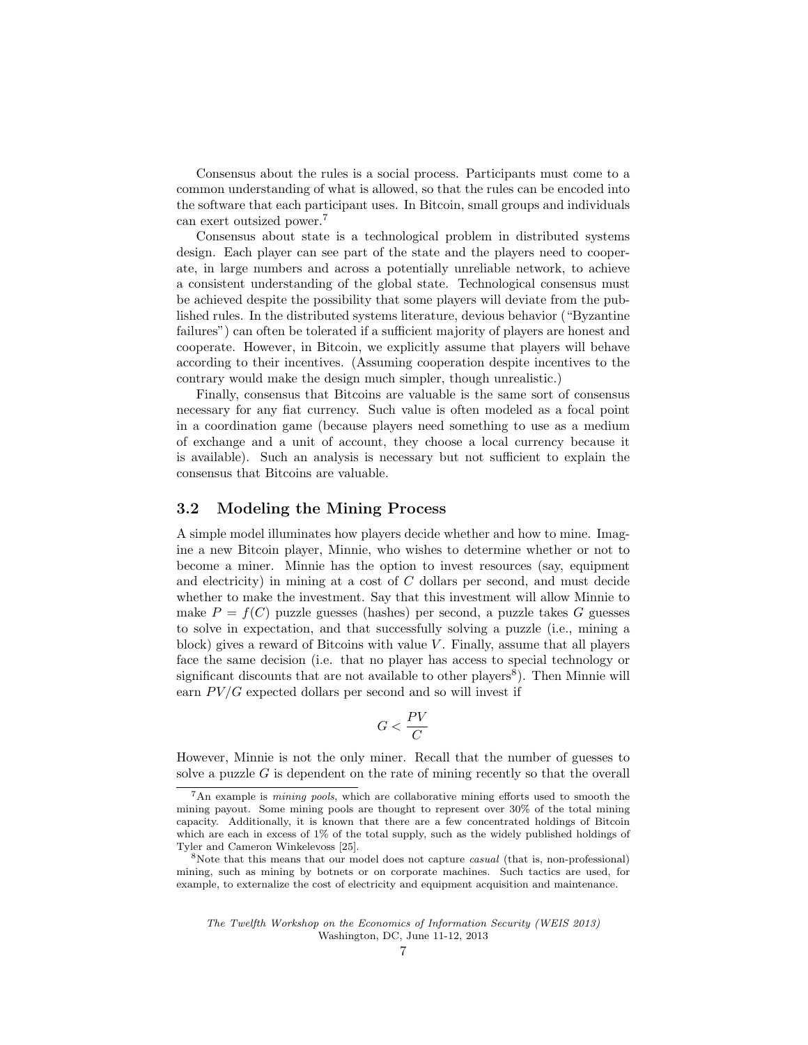Consensus about the rules is a social process. Participants must come to a common understanding of what is allowed, so that the rules can be encoded into the software that each participant uses. In Bitcoin, small groups and individuals can exert outsized power.[7]

Consensus about state is a technological problem in distributed systems design. Each player can see part of the state and the players need to cooperate, in large numbers and across a potentially unreliable network, to achieve a consistent understanding of the global state. Technological consensus must be achieved despite the possibility that some players will deviate from the published rules. In the distributed systems literature, devious behavior ("Byzantine failures") can often be tolerated if a sufficient majority of players are honest and cooperate. However, in Bitcoin, we explicitly assume that players will behave according to their incentives. (Assuming cooperation despite incentives to the contrary would make the design much simpler, though unrealistic.)

Finally, consensus that Bitcoins are valuable is the same sort of consensus necessary for any fiat currency. Such value is often modeled as a focal point in a coordination game (because players need something to use as a medium of exchange and a unit of account, they choose a local currency because it is available). Such an analysis is necessary but not sufficient to explain the consensus that Bitcoins are valuable.

### 3.2 Modeling the Mining Process

A simple model illuminates how players decide whether and how to mine. Imagine a new Bitcoin player, Minnie, who wishes to determine whether or not to become a miner. Minnie has the option to invest resources (say, equipment and electricity) in mining at a cost of $C$ dollars per second, and must decide whether to make the investment. Say that this investment will allow Minnie to make $P = f(C)$ puzzle guesses (hashes) per second, a puzzle takes $G$ guesses to solve in expectation, and that successfully solving a puzzle (i.e., mining a block) gives a reward of Bitcoins with value $V$. Finally, assume that all players face the same decision (i.e. that no player has access to special technology or significant discounts that are not available to other players[8]). Then Minnie will earn $PV/G$ expected dollars per second and so will invest if

$$G < \frac{PV}{C}$$

However, Minnie is not the only miner. Recall that the number of guesses to solve a puzzle $G$ is dependent on the rate of mining recently so that the overall

---

[7] An example is *mining pools*, which are collaborative mining efforts used to smooth the mining payout. Some mining pools are thought to represent over 30% of the total mining capacity. Additionally, it is known that there are a few concentrated holdings of Bitcoin which are each in excess of 1% of the total supply, such as the widely published holdings of Tyler and Cameron Winkelevoss [25].

[8] Note that this means that our model does not capture *casual* (that is, non-professional) mining, such as mining by botnets or on corporate machines. Such tactics are used, for example, to externalize the cost of electricity and equipment acquisition and maintenance.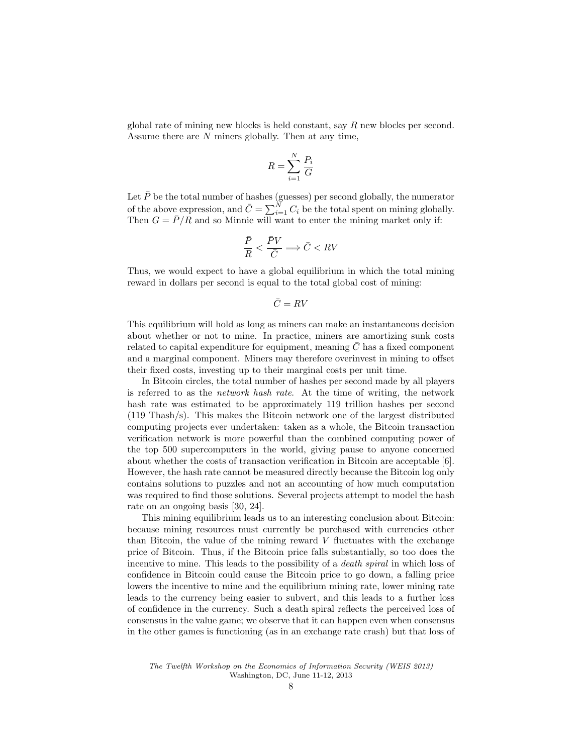global rate of mining new blocks is held constant, say $R$ new blocks per second. Assume there are $N$ miners globally. Then at any time,

$$R = \sum_{i=1}^{N} \frac{P_i}{G}$$

Let $\bar{P}$ be the total number of hashes (guesses) per second globally, the numerator of the above expression, and $\bar{C} = \sum_{i=1}^{N} C_i$ be the total spent on mining globally. Then $G = \bar{P}/R$ and so Minnie will want to enter the mining market only if:

$$\frac{\bar{P}}{R} < \frac{\bar{P}V}{\bar{C}} \Longrightarrow \bar{C} < RV$$

Thus, we would expect to have a global equilibrium in which the total mining reward in dollars per second is equal to the total global cost of mining:

$$\bar{C} = RV$$

This equilibrium will hold as long as miners can make an instantaneous decision about whether or not to mine. In practice, miners are amortizing sunk costs related to capital expenditure for equipment, meaning $\bar{C}$ has a fixed component and a marginal component. Miners may therefore overinvest in mining to offset their fixed costs, investing up to their marginal costs per unit time.

In Bitcoin circles, the total number of hashes per second made by all players is referred to as the *network hash rate*. At the time of writing, the network hash rate was estimated to be approximately 119 trillion hashes per second (119 Thash/s). This makes the Bitcoin network one of the largest distributed computing projects ever undertaken: taken as a whole, the Bitcoin transaction verification network is more powerful than the combined computing power of the top 500 supercomputers in the world, giving pause to anyone concerned about whether the costs of transaction verification in Bitcoin are acceptable [6]. However, the hash rate cannot be measured directly because the Bitcoin log only contains solutions to puzzles and not an accounting of how much computation was required to find those solutions. Several projects attempt to model the hash rate on an ongoing basis [30, 24].

This mining equilibrium leads us to an interesting conclusion about Bitcoin: because mining resources must currently be purchased with currencies other than Bitcoin, the value of the mining reward $V$ fluctuates with the exchange price of Bitcoin. Thus, if the Bitcoin price falls substantially, so too does the incentive to mine. This leads to the possibility of a *death spiral* in which loss of confidence in Bitcoin could cause the Bitcoin price to go down, a falling price lowers the incentive to mine and the equilibrium mining rate, lower mining rate leads to the currency being easier to subvert, and this leads to a further loss of confidence in the currency. Such a death spiral reflects the perceived loss of consensus in the value game; we observe that it can happen even when consensus in the other games is functioning (as in an exchange rate crash) but that loss of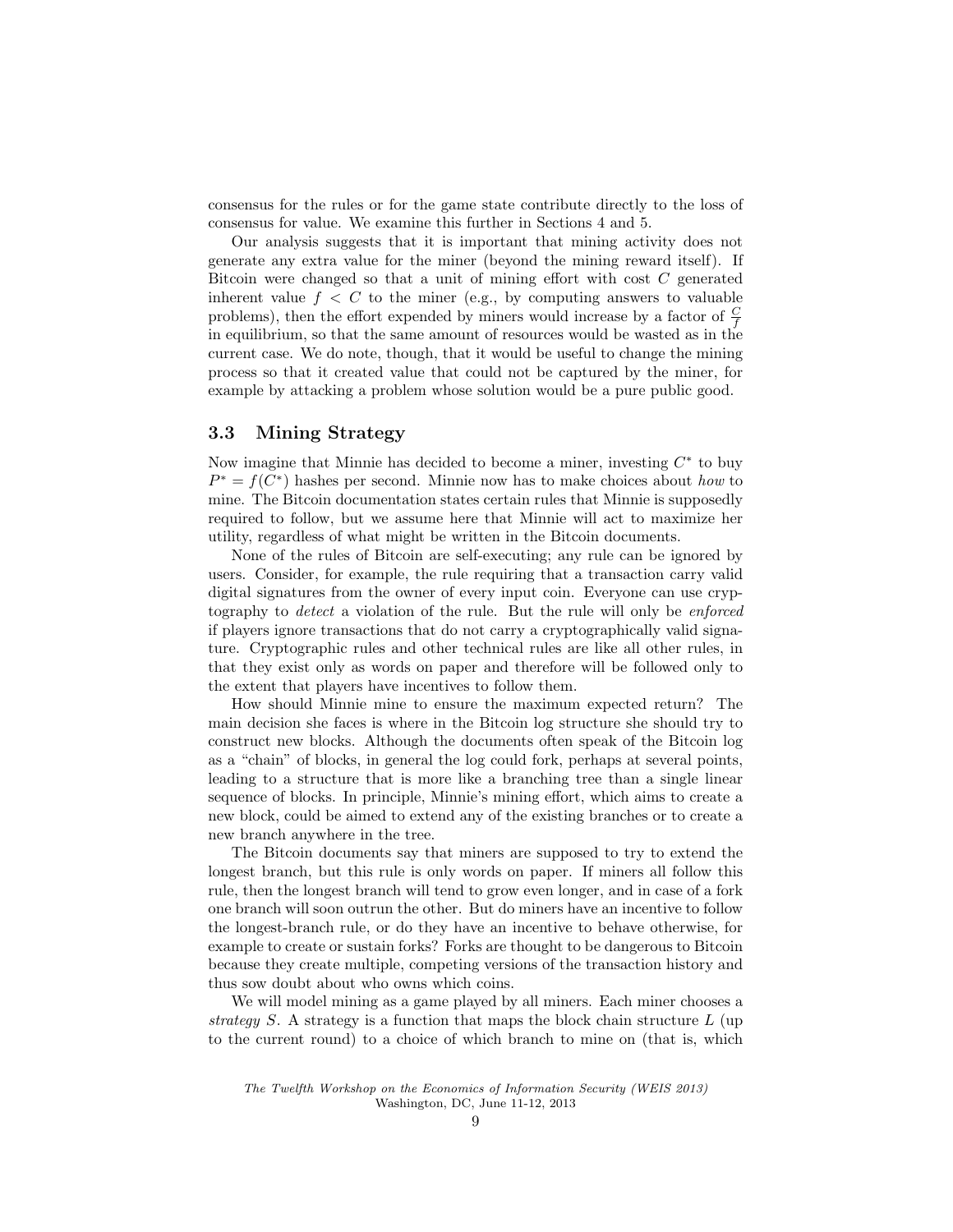consensus for the rules or for the game state contribute directly to the loss of consensus for value. We examine this further in Sections 4 and 5.

Our analysis suggests that it is important that mining activity does not generate any extra value for the miner (beyond the mining reward itself). If Bitcoin were changed so that a unit of mining effort with cost $C$ generated inherent value $f < C$ to the miner (e.g., by computing answers to valuable problems), then the effort expended by miners would increase by a factor of $\frac{C}{f}$ in equilibrium, so that the same amount of resources would be wasted as in the current case. We do note, though, that it would be useful to change the mining process so that it created value that could not be captured by the miner, for example by attacking a problem whose solution would be a pure public good.

### 3.3 Mining Strategy

Now imagine that Minnie has decided to become a miner, investing $C^*$ to buy $P^* = f(C^*)$ hashes per second. Minnie now has to make choices about *how* to mine. The Bitcoin documentation states certain rules that Minnie is supposedly required to follow, but we assume here that Minnie will act to maximize her utility, regardless of what might be written in the Bitcoin documents.

None of the rules of Bitcoin are self-executing; any rule can be ignored by users. Consider, for example, the rule requiring that a transaction carry valid digital signatures from the owner of every input coin. Everyone can use cryptography to *detect* a violation of the rule. But the rule will only be *enforced* if players ignore transactions that do not carry a cryptographically valid signature. Cryptographic rules and other technical rules are like all other rules, in that they exist only as words on paper and therefore will be followed only to the extent that players have incentives to follow them.

How should Minnie mine to ensure the maximum expected return? The main decision she faces is where in the Bitcoin log structure she should try to construct new blocks. Although the documents often speak of the Bitcoin log as a "chain" of blocks, in general the log could fork, perhaps at several points, leading to a structure that is more like a branching tree than a single linear sequence of blocks. In principle, Minnie's mining effort, which aims to create a new block, could be aimed to extend any of the existing branches or to create a new branch anywhere in the tree.

The Bitcoin documents say that miners are supposed to try to extend the longest branch, but this rule is only words on paper. If miners all follow this rule, then the longest branch will tend to grow even longer, and in case of a fork one branch will soon outrun the other. But do miners have an incentive to follow the longest-branch rule, or do they have an incentive to behave otherwise, for example to create or sustain forks? Forks are thought to be dangerous to Bitcoin because they create multiple, competing versions of the transaction history and thus sow doubt about who owns which coins.

We will model mining as a game played by all miners. Each miner chooses a *strategy* $S$. A strategy is a function that maps the block chain structure $L$ (up to the current round) to a choice of which branch to mine on (that is, which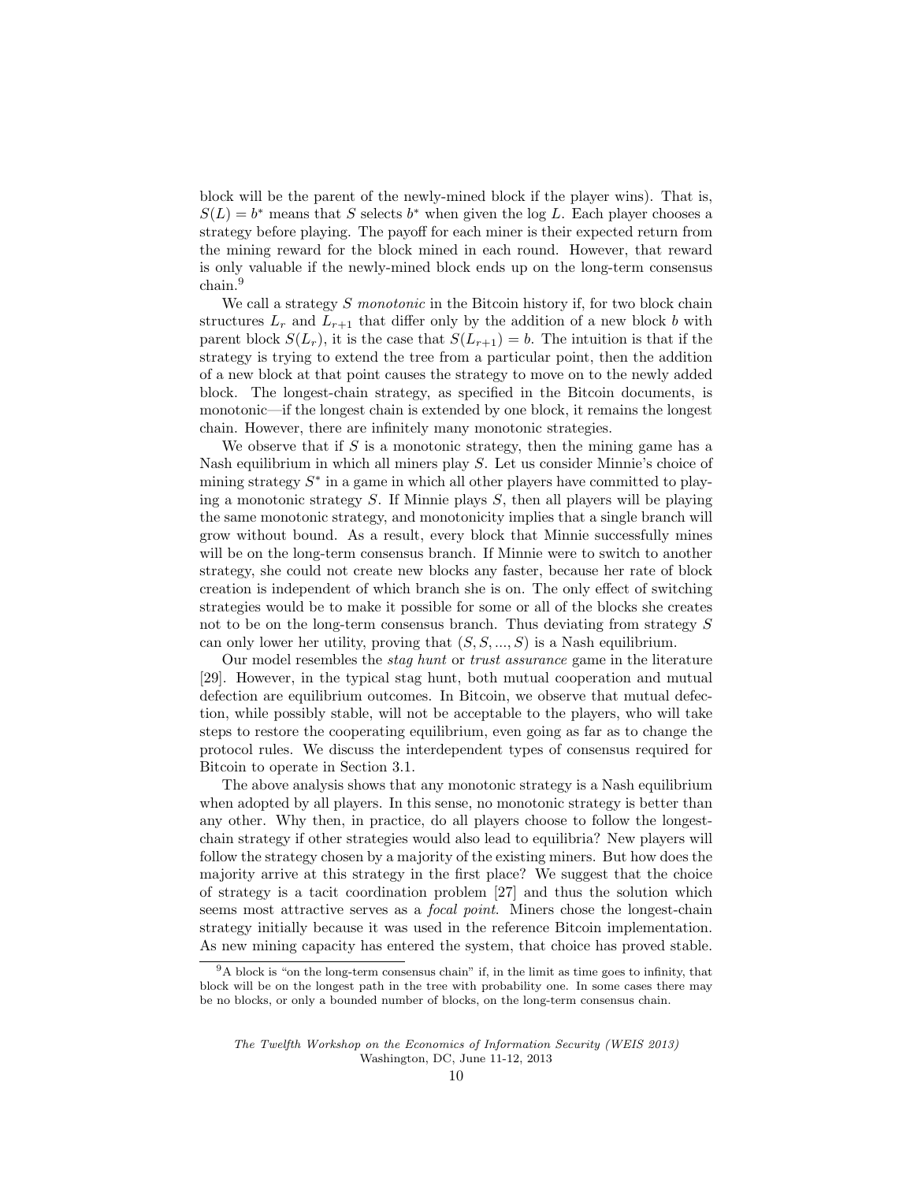block will be the parent of the newly-mined block if the player wins). That is, $S(L) = b^*$ means that $S$ selects $b^*$ when given the log $L$. Each player chooses a strategy before playing. The payoff for each miner is their expected return from the mining reward for the block mined in each round. However, that reward is only valuable if the newly-mined block ends up on the long-term consensus chain.[9]

We call a strategy $S$ *monotonic* in the Bitcoin history if, for two block chain structures $L_r$ and $L_{r+1}$ that differ only by the addition of a new block $b$ with parent block $S(L_r)$, it is the case that $S(L_{r+1}) = b$. The intuition is that if the strategy is trying to extend the tree from a particular point, then the addition of a new block at that point causes the strategy to move on to the newly added block. The longest-chain strategy, as specified in the Bitcoin documents, is monotonic—if the longest chain is extended by one block, it remains the longest chain. However, there are infinitely many monotonic strategies.

We observe that if $S$ is a monotonic strategy, then the mining game has a Nash equilibrium in which all miners play $S$. Let us consider Minnie's choice of mining strategy $S^*$ in a game in which all other players have committed to playing a monotonic strategy $S$. If Minnie plays $S$, then all players will be playing the same monotonic strategy, and monotonicity implies that a single branch will grow without bound. As a result, every block that Minnie successfully mines will be on the long-term consensus branch. If Minnie were to switch to another strategy, she could not create new blocks any faster, because her rate of block creation is independent of which branch she is on. The only effect of switching strategies would be to make it possible for some or all of the blocks she creates not to be on the long-term consensus branch. Thus deviating from strategy $S$ can only lower her utility, proving that $(S, S, ..., S)$ is a Nash equilibrium.

Our model resembles the *stag hunt* or *trust assurance* game in the literature [29]. However, in the typical stag hunt, both mutual cooperation and mutual defection are equilibrium outcomes. In Bitcoin, we observe that mutual defection, while possibly stable, will not be acceptable to the players, who will take steps to restore the cooperating equilibrium, even going as far as to change the protocol rules. We discuss the interdependent types of consensus required for Bitcoin to operate in Section 3.1.

The above analysis shows that any monotonic strategy is a Nash equilibrium when adopted by all players. In this sense, no monotonic strategy is better than any other. Why then, in practice, do all players choose to follow the longest-chain strategy if other strategies would also lead to equilibria? New players will follow the strategy chosen by a majority of the existing miners. But how does the majority arrive at this strategy in the first place? We suggest that the choice of strategy is a tacit coordination problem [27] and thus the solution which seems most attractive serves as a *focal point*. Miners chose the longest-chain strategy initially because it was used in the reference Bitcoin implementation. As new mining capacity has entered the system, that choice has proved stable.

[9] A block is "on the long-term consensus chain" if, in the limit as time goes to infinity, that block will be on the longest path in the tree with probability one. In some cases there may be no blocks, or only a bounded number of blocks, on the long-term consensus chain.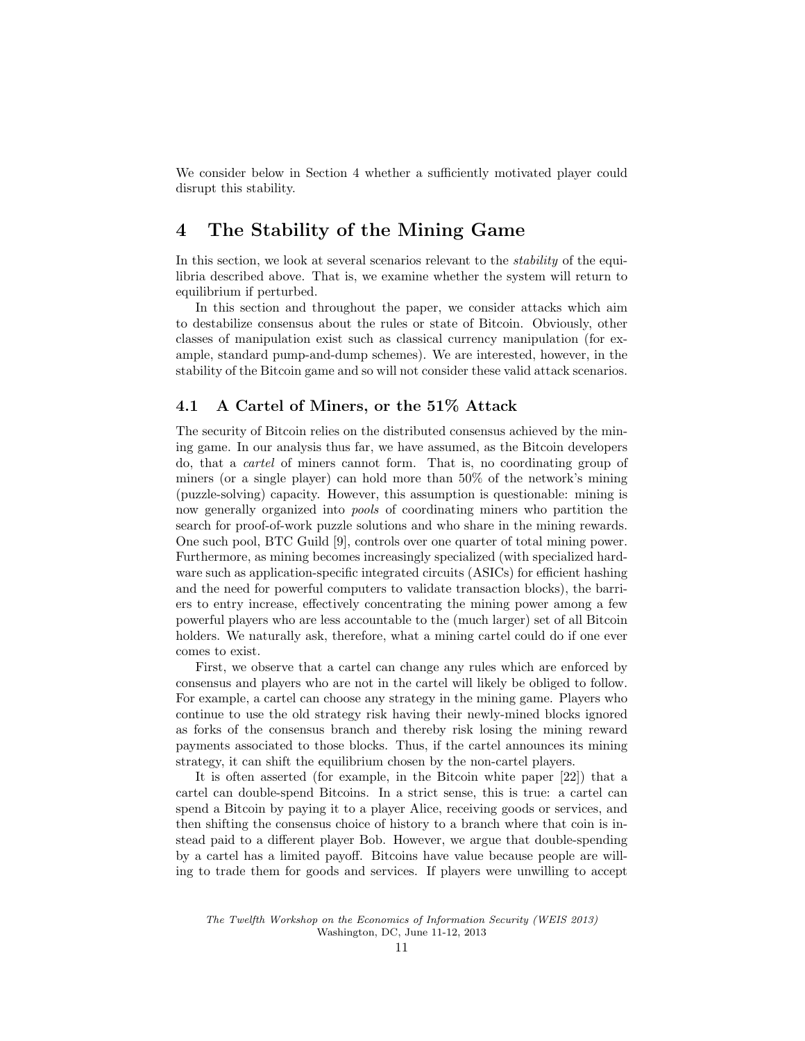We consider below in Section 4 whether a sufficiently motivated player could disrupt this stability.

# 4 The Stability of the Mining Game

In this section, we look at several scenarios relevant to the *stability* of the equilibria described above. That is, we examine whether the system will return to equilibrium if perturbed.

In this section and throughout the paper, we consider attacks which aim to destabilize consensus about the rules or state of Bitcoin. Obviously, other classes of manipulation exist such as classical currency manipulation (for example, standard pump-and-dump schemes). We are interested, however, in the stability of the Bitcoin game and so will not consider these valid attack scenarios.

## 4.1 A Cartel of Miners, or the 51% Attack

The security of Bitcoin relies on the distributed consensus achieved by the mining game. In our analysis thus far, we have assumed, as the Bitcoin developers do, that a *cartel* of miners cannot form. That is, no coordinating group of miners (or a single player) can hold more than 50% of the network's mining (puzzle-solving) capacity. However, this assumption is questionable: mining is now generally organized into *pools* of coordinating miners who partition the search for proof-of-work puzzle solutions and who share in the mining rewards. One such pool, BTC Guild [9], controls over one quarter of total mining power. Furthermore, as mining becomes increasingly specialized (with specialized hardware such as application-specific integrated circuits (ASICs) for efficient hashing and the need for powerful computers to validate transaction blocks), the barriers to entry increase, effectively concentrating the mining power among a few powerful players who are less accountable to the (much larger) set of all Bitcoin holders. We naturally ask, therefore, what a mining cartel could do if one ever comes to exist.

First, we observe that a cartel can change any rules which are enforced by consensus and players who are not in the cartel will likely be obliged to follow. For example, a cartel can choose any strategy in the mining game. Players who continue to use the old strategy risk having their newly-mined blocks ignored as forks of the consensus branch and thereby risk losing the mining reward payments associated to those blocks. Thus, if the cartel announces its mining strategy, it can shift the equilibrium chosen by the non-cartel players.

It is often asserted (for example, in the Bitcoin white paper [22]) that a cartel can double-spend Bitcoins. In a strict sense, this is true: a cartel can spend a Bitcoin by paying it to a player Alice, receiving goods or services, and then shifting the consensus choice of history to a branch where that coin is instead paid to a different player Bob. However, we argue that double-spending by a cartel has a limited payoff. Bitcoins have value because people are willing to trade them for goods and services. If players were unwilling to accept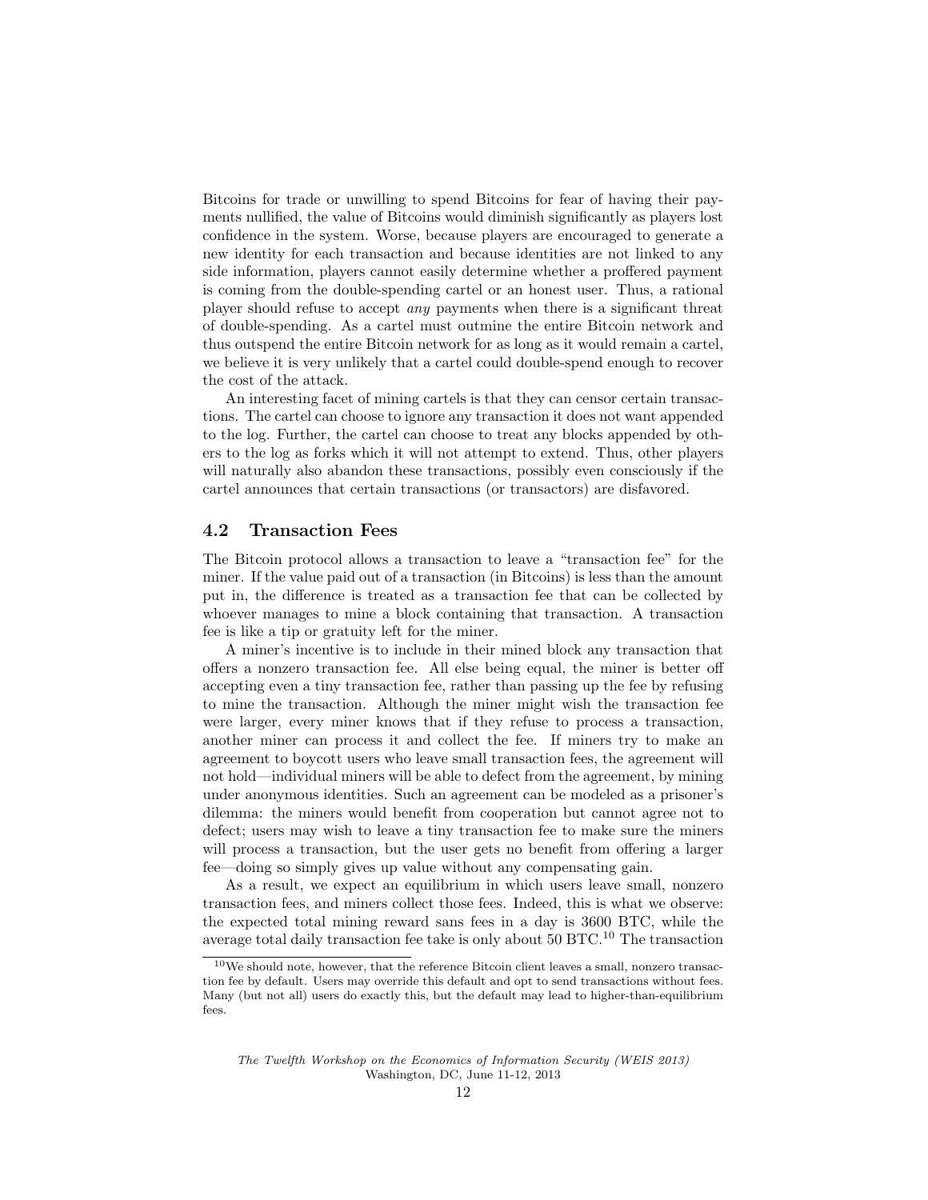Bitcoins for trade or unwilling to spend Bitcoins for fear of having their payments nullified, the value of Bitcoins would diminish significantly as players lost confidence in the system. Worse, because players are encouraged to generate a new identity for each transaction and because identities are not linked to any side information, players cannot easily determine whether a proffered payment is coming from the double-spending cartel or an honest user. Thus, a rational player should refuse to accept *any* payments when there is a significant threat of double-spending. As a cartel must outmine the entire Bitcoin network and thus outspend the entire Bitcoin network for as long as it would remain a cartel, we believe it is very unlikely that a cartel could double-spend enough to recover the cost of the attack.

An interesting facet of mining cartels is that they can censor certain transactions. The cartel can choose to ignore any transaction it does not want appended to the log. Further, the cartel can choose to treat any blocks appended by others to the log as forks which it will not attempt to extend. Thus, other players will naturally also abandon these transactions, possibly even consciously if the cartel announces that certain transactions (or transactors) are disfavored.

## 4.2 Transaction Fees

The Bitcoin protocol allows a transaction to leave a "transaction fee" for the miner. If the value paid out of a transaction (in Bitcoins) is less than the amount put in, the difference is treated as a transaction fee that can be collected by whoever manages to mine a block containing that transaction. A transaction fee is like a tip or gratuity left for the miner.

A miner's incentive is to include in their mined block any transaction that offers a nonzero transaction fee. All else being equal, the miner is better off accepting even a tiny transaction fee, rather than passing up the fee by refusing to mine the transaction. Although the miner might wish the transaction fee were larger, every miner knows that if they refuse to process a transaction, another miner can process it and collect the fee. If miners try to make an agreement to boycott users who leave small transaction fees, the agreement will not hold—individual miners will be able to defect from the agreement, by mining under anonymous identities. Such an agreement can be modeled as a prisoner's dilemma: the miners would benefit from cooperation but cannot agree not to defect; users may wish to leave a tiny transaction fee to make sure the miners will process a transaction, but the user gets no benefit from offering a larger fee—doing so simply gives up value without any compensating gain.

As a result, we expect an equilibrium in which users leave small, nonzero transaction fees, and miners collect those fees. Indeed, this is what we observe: the expected total mining reward sans fees in a day is 3600 BTC, while the average total daily transaction fee take is only about 50 BTC.[10] The transaction

[10] We should note, however, that the reference Bitcoin client leaves a small, nonzero transaction fee by default. Users may override this default and opt to send transactions without fees. Many (but not all) users do exactly this, but the default may lead to higher-than-equilibrium fees.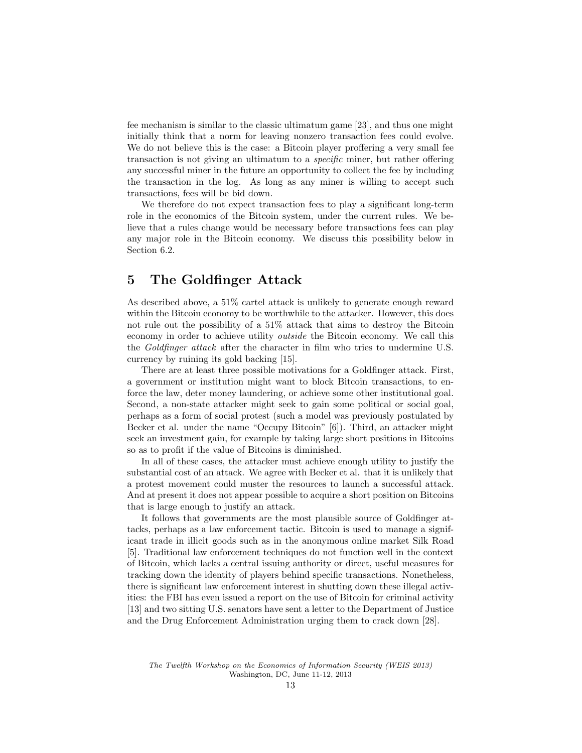fee mechanism is similar to the classic ultimatum game [23], and thus one might initially think that a norm for leaving nonzero transaction fees could evolve. We do not believe this is the case: a Bitcoin player proffering a very small fee transaction is not giving an ultimatum to a *specific* miner, but rather offering any successful miner in the future an opportunity to collect the fee by including the transaction in the log. As long as any miner is willing to accept such transactions, fees will be bid down.

We therefore do not expect transaction fees to play a significant long-term role in the economics of the Bitcoin system, under the current rules. We believe that a rules change would be necessary before transactions fees can play any major role in the Bitcoin economy. We discuss this possibility below in Section 6.2.

# 5 The Goldfinger Attack

As described above, a 51% cartel attack is unlikely to generate enough reward within the Bitcoin economy to be worthwhile to the attacker. However, this does not rule out the possibility of a 51% attack that aims to destroy the Bitcoin economy in order to achieve utility *outside* the Bitcoin economy. We call this the *Goldfinger attack* after the character in film who tries to undermine U.S. currency by ruining its gold backing [15].

There are at least three possible motivations for a Goldfinger attack. First, a government or institution might want to block Bitcoin transactions, to enforce the law, deter money laundering, or achieve some other institutional goal. Second, a non-state attacker might seek to gain some political or social goal, perhaps as a form of social protest (such a model was previously postulated by Becker et al. under the name "Occupy Bitcoin" [6]). Third, an attacker might seek an investment gain, for example by taking large short positions in Bitcoins so as to profit if the value of Bitcoins is diminished.

In all of these cases, the attacker must achieve enough utility to justify the substantial cost of an attack. We agree with Becker et al. that it is unlikely that a protest movement could muster the resources to launch a successful attack. And at present it does not appear possible to acquire a short position on Bitcoins that is large enough to justify an attack.

It follows that governments are the most plausible source of Goldfinger attacks, perhaps as a law enforcement tactic. Bitcoin is used to manage a significant trade in illicit goods such as in the anonymous online market Silk Road [5]. Traditional law enforcement techniques do not function well in the context of Bitcoin, which lacks a central issuing authority or direct, useful measures for tracking down the identity of players behind specific transactions. Nonetheless, there is significant law enforcement interest in shutting down these illegal activities: the FBI has even issued a report on the use of Bitcoin for criminal activity [13] and two sitting U.S. senators have sent a letter to the Department of Justice and the Drug Enforcement Administration urging them to crack down [28].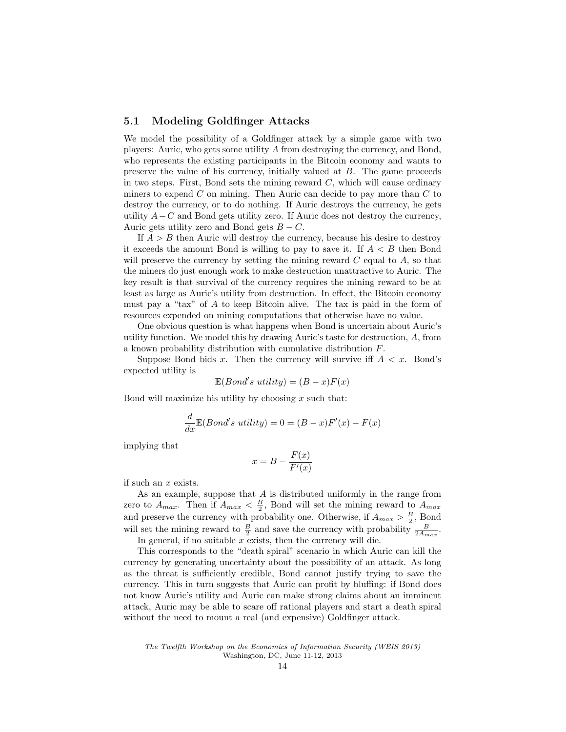### 5.1 Modeling Goldfinger Attacks

We model the possibility of a Goldfinger attack by a simple game with two players: Auric, who gets some utility $A$ from destroying the currency, and Bond, who represents the existing participants in the Bitcoin economy and wants to preserve the value of his currency, initially valued at $B$. The game proceeds in two steps. First, Bond sets the mining reward $C$, which will cause ordinary miners to expend $C$ on mining. Then Auric can decide to pay more than $C$ to destroy the currency, or to do nothing. If Auric destroys the currency, he gets utility $A - C$ and Bond gets utility zero. If Auric does not destroy the currency, Auric gets utility zero and Bond gets $B - C$.

If $A > B$ then Auric will destroy the currency, because his desire to destroy it exceeds the amount Bond is willing to pay to save it. If $A < B$ then Bond will preserve the currency by setting the mining reward $C$ equal to $A$, so that the miners do just enough work to make destruction unattractive to Auric. The key result is that survival of the currency requires the mining reward to be at least as large as Auric's utility from destruction. In effect, the Bitcoin economy must pay a "tax" of $A$ to keep Bitcoin alive. The tax is paid in the form of resources expended on mining computations that otherwise have no value.

One obvious question is what happens when Bond is uncertain about Auric's utility function. We model this by drawing Auric's taste for destruction, $A$, from a known probability distribution with cumulative distribution $F$.

Suppose Bond bids $x$. Then the currency will survive iff $A < x$. Bond's expected utility is

$$\mathbb{E}(Bond's\ utility) = (B - x)F(x)$$

Bond will maximize his utility by choosing $x$ such that:

$$\frac{d}{dx}\mathbb{E}(Bond's\ utility) = 0 = (B - x)F'(x) - F(x)$$

implying that

$$x = B - \frac{F(x)}{F'(x)}$$

if such an $x$ exists.

As an example, suppose that $A$ is distributed uniformly in the range from zero to $A_{max}$. Then if $A_{max} < \frac{B}{2}$, Bond will set the mining reward to $A_{max}$ and preserve the currency with probability one. Otherwise, if $A_{max} > \frac{B}{2}$, Bond will set the mining reward to $\frac{B}{2}$ and save the currency with probability $\frac{B}{2A_{max}}$.

In general, if no suitable $x$ exists, then the currency will die.

This corresponds to the "death spiral" scenario in which Auric can kill the currency by generating uncertainty about the possibility of an attack. As long as the threat is sufficiently credible, Bond cannot justify trying to save the currency. This in turn suggests that Auric can profit by bluffing: if Bond does not know Auric's utility and Auric can make strong claims about an imminent attack, Auric may be able to scare off rational players and start a death spiral without the need to mount a real (and expensive) Goldfinger attack.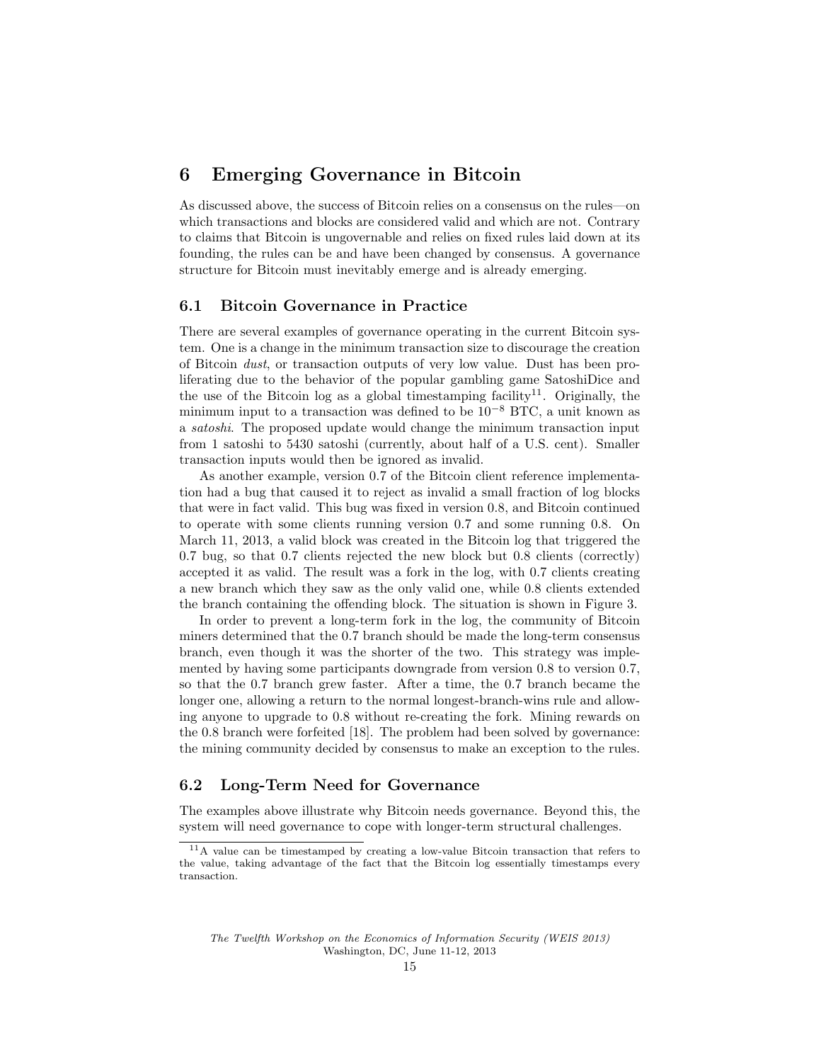## 6 Emerging Governance in Bitcoin

As discussed above, the success of Bitcoin relies on a consensus on the rules—on which transactions and blocks are considered valid and which are not. Contrary to claims that Bitcoin is ungovernable and relies on fixed rules laid down at its founding, the rules can be and have been changed by consensus. A governance structure for Bitcoin must inevitably emerge and is already emerging.

### 6.1 Bitcoin Governance in Practice

There are several examples of governance operating in the current Bitcoin system. One is a change in the minimum transaction size to discourage the creation of Bitcoin *dust*, or transaction outputs of very low value. Dust has been proliferating due to the behavior of the popular gambling game SatoshiDice and the use of the Bitcoin log as a global timestamping facility[11]. Originally, the minimum input to a transaction was defined to be $10^{-8}$ BTC, a unit known as a *satoshi*. The proposed update would change the minimum transaction input from 1 satoshi to 5430 satoshi (currently, about half of a U.S. cent). Smaller transaction inputs would then be ignored as invalid.

As another example, version 0.7 of the Bitcoin client reference implementation had a bug that caused it to reject as invalid a small fraction of log blocks that were in fact valid. This bug was fixed in version 0.8, and Bitcoin continued to operate with some clients running version 0.7 and some running 0.8. On March 11, 2013, a valid block was created in the Bitcoin log that triggered the 0.7 bug, so that 0.7 clients rejected the new block but 0.8 clients (correctly) accepted it as valid. The result was a fork in the log, with 0.7 clients creating a new branch which they saw as the only valid one, while 0.8 clients extended the branch containing the offending block. The situation is shown in Figure 3.

In order to prevent a long-term fork in the log, the community of Bitcoin miners determined that the 0.7 branch should be made the long-term consensus branch, even though it was the shorter of the two. This strategy was implemented by having some participants downgrade from version 0.8 to version 0.7, so that the 0.7 branch grew faster. After a time, the 0.7 branch became the longer one, allowing a return to the normal longest-branch-wins rule and allowing anyone to upgrade to 0.8 without re-creating the fork. Mining rewards on the 0.8 branch were forfeited [18]. The problem had been solved by governance: the mining community decided by consensus to make an exception to the rules.

### 6.2 Long-Term Need for Governance

The examples above illustrate why Bitcoin needs governance. Beyond this, the system will need governance to cope with longer-term structural challenges.

[11] A value can be timestamped by creating a low-value Bitcoin transaction that refers to the value, taking advantage of the fact that the Bitcoin log essentially timestamps every transaction.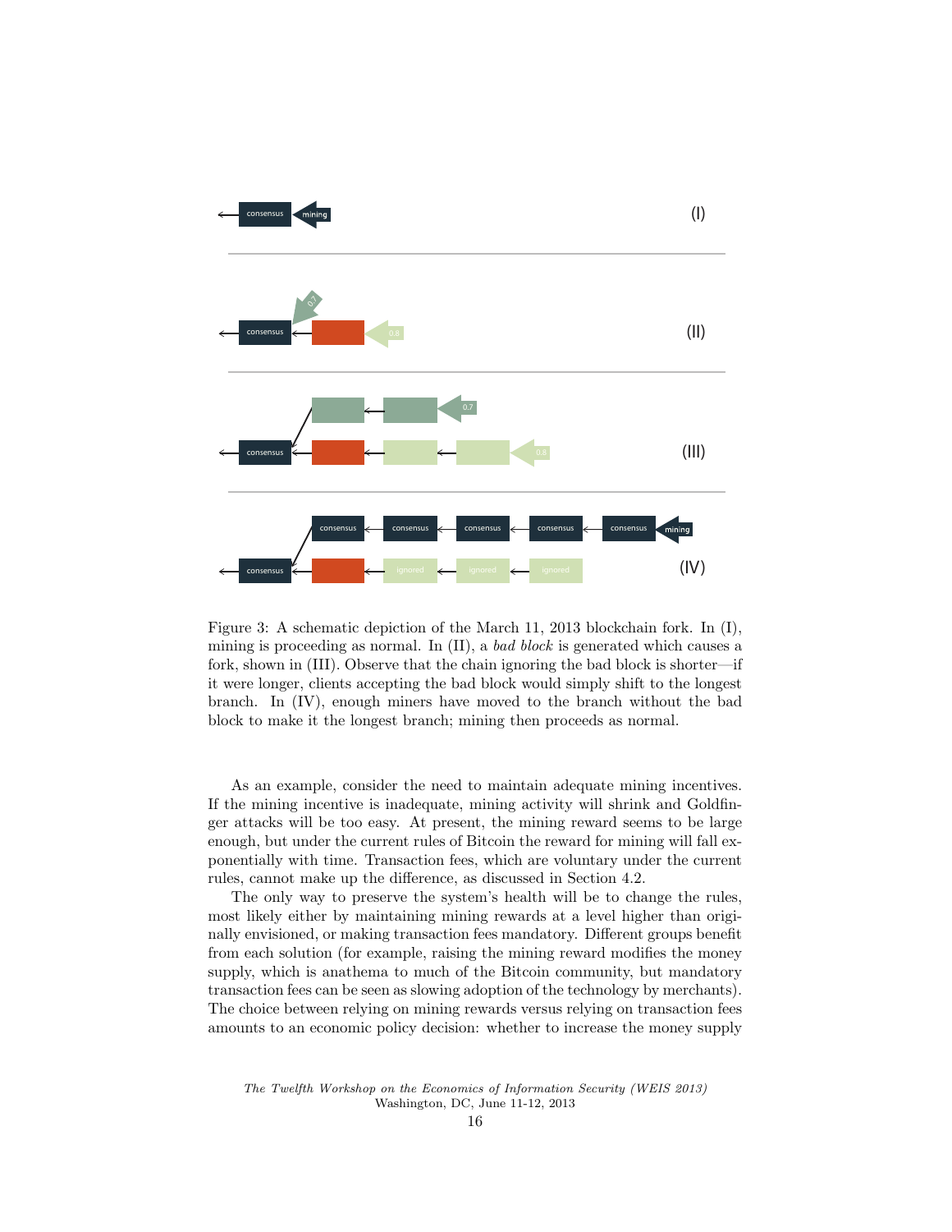Figure 3: A schematic depiction of the March 11, 2013 blockchain fork. In (I), mining is proceeding as normal. In (II), a *bad block* is generated which causes a fork, shown in (III). Observe that the chain ignoring the bad block is shorter—if it were longer, clients accepting the bad block would simply shift to the longest branch. In (IV), enough miners have moved to the branch without the bad block to make it the longest branch; mining then proceeds as normal.

As an example, consider the need to maintain adequate mining incentives. If the mining incentive is inadequate, mining activity will shrink and Goldfinger attacks will be too easy. At present, the mining reward seems to be large enough, but under the current rules of Bitcoin the reward for mining will fall exponentially with time. Transaction fees, which are voluntary under the current rules, cannot make up the difference, as discussed in Section 4.2.

The only way to preserve the system's health will be to change the rules, most likely either by maintaining mining rewards at a level higher than originally envisioned, or making transaction fees mandatory. Different groups benefit from each solution (for example, raising the mining reward modifies the money supply, which is anathema to much of the Bitcoin community, but mandatory transaction fees can be seen as slowing adoption of the technology by merchants). The choice between relying on mining rewards versus relying on transaction fees amounts to an economic policy decision: whether to increase the money supply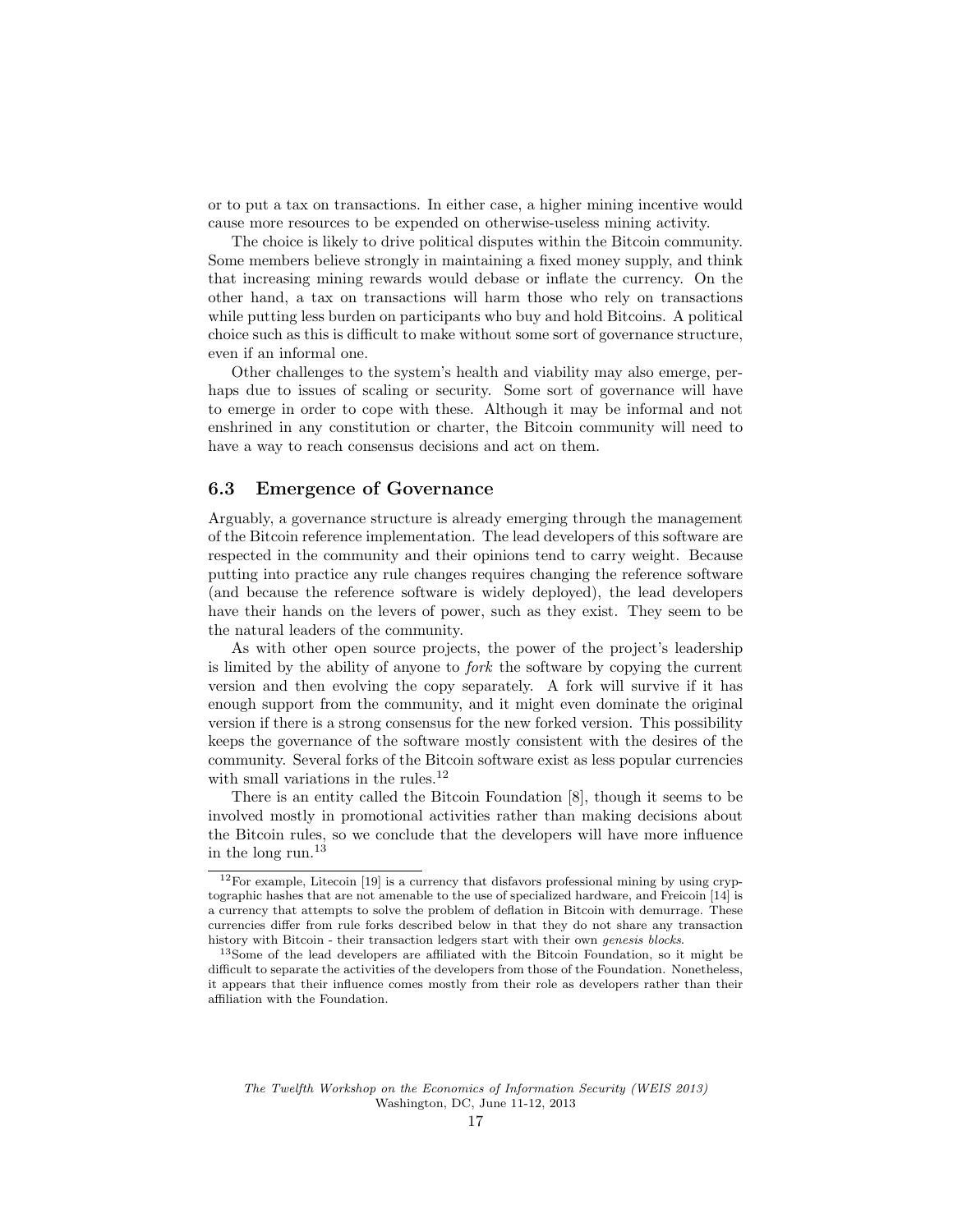or to put a tax on transactions. In either case, a higher mining incentive would cause more resources to be expended on otherwise-useless mining activity.

The choice is likely to drive political disputes within the Bitcoin community. Some members believe strongly in maintaining a fixed money supply, and think that increasing mining rewards would debase or inflate the currency. On the other hand, a tax on transactions will harm those who rely on transactions while putting less burden on participants who buy and hold Bitcoins. A political choice such as this is difficult to make without some sort of governance structure, even if an informal one.

Other challenges to the system's health and viability may also emerge, perhaps due to issues of scaling or security. Some sort of governance will have to emerge in order to cope with these. Although it may be informal and not enshrined in any constitution or charter, the Bitcoin community will need to have a way to reach consensus decisions and act on them.

### 6.3 Emergence of Governance

Arguably, a governance structure is already emerging through the management of the Bitcoin reference implementation. The lead developers of this software are respected in the community and their opinions tend to carry weight. Because putting into practice any rule changes requires changing the reference software (and because the reference software is widely deployed), the lead developers have their hands on the levers of power, such as they exist. They seem to be the natural leaders of the community.

As with other open source projects, the power of the project's leadership is limited by the ability of anyone to *fork* the software by copying the current version and then evolving the copy separately. A fork will survive if it has enough support from the community, and it might even dominate the original version if there is a strong consensus for the new forked version. This possibility keeps the governance of the software mostly consistent with the desires of the community. Several forks of the Bitcoin software exist as less popular currencies with small variations in the rules.[12]

There is an entity called the Bitcoin Foundation [8], though it seems to be involved mostly in promotional activities rather than making decisions about the Bitcoin rules, so we conclude that the developers will have more influence in the long run.[13]

---

[12] For example, Litecoin [19] is a currency that disfavors professional mining by using cryptographic hashes that are not amenable to the use of specialized hardware, and Freicoin [14] is a currency that attempts to solve the problem of deflation in Bitcoin with demurrage. These currencies differ from rule forks described below in that they do not share any transaction history with Bitcoin - their transaction ledgers start with their own *genesis blocks*.

[13] Some of the lead developers are affiliated with the Bitcoin Foundation, so it might be difficult to separate the activities of the developers from those of the Foundation. Nonetheless, it appears that their influence comes mostly from their role as developers rather than their affiliation with the Foundation.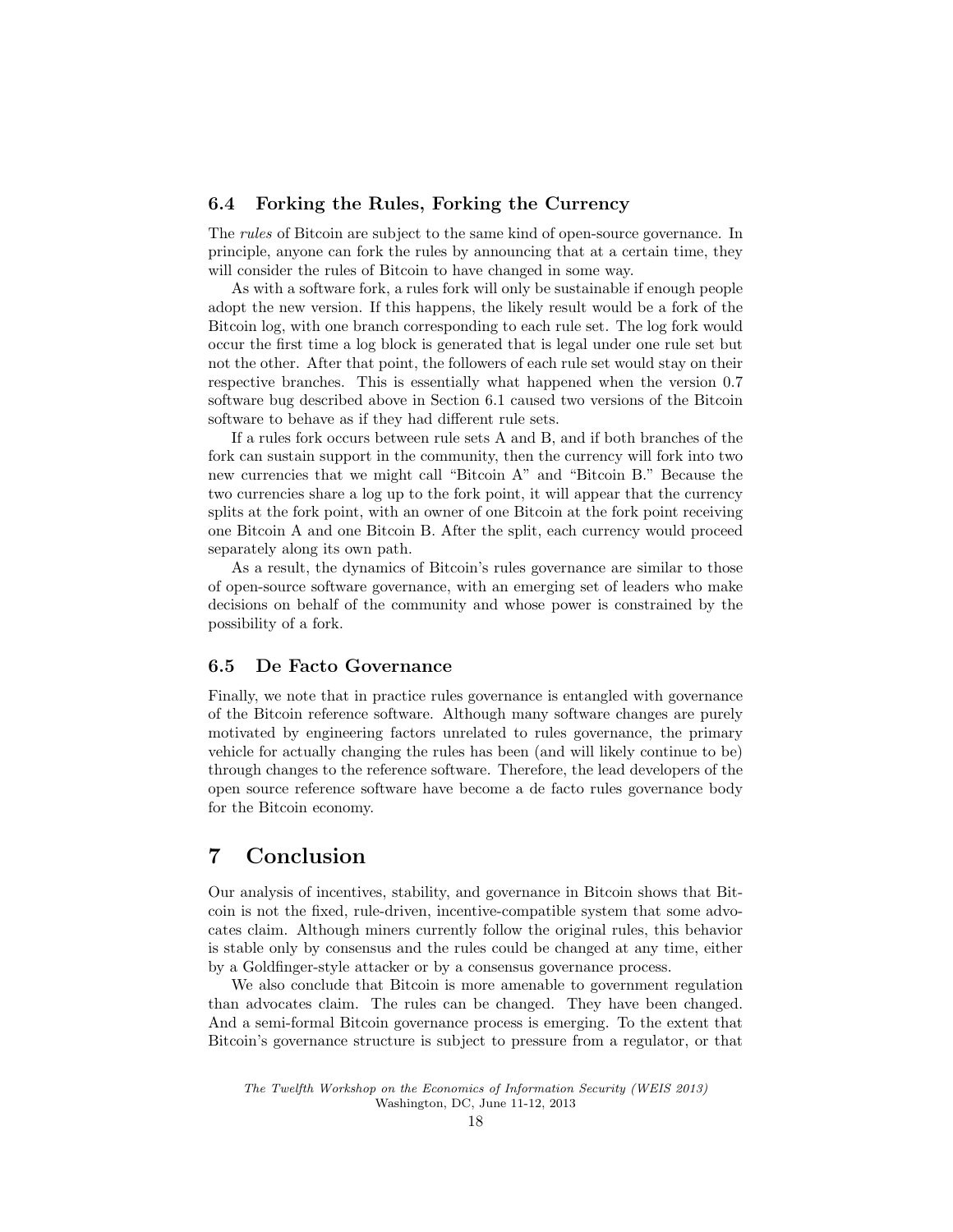### 6.4 Forking the Rules, Forking the Currency

The *rules* of Bitcoin are subject to the same kind of open-source governance. In principle, anyone can fork the rules by announcing that at a certain time, they will consider the rules of Bitcoin to have changed in some way.

As with a software fork, a rules fork will only be sustainable if enough people adopt the new version. If this happens, the likely result would be a fork of the Bitcoin log, with one branch corresponding to each rule set. The log fork would occur the first time a log block is generated that is legal under one rule set but not the other. After that point, the followers of each rule set would stay on their respective branches. This is essentially what happened when the version 0.7 software bug described above in Section 6.1 caused two versions of the Bitcoin software to behave as if they had different rule sets.

If a rules fork occurs between rule sets A and B, and if both branches of the fork can sustain support in the community, then the currency will fork into two new currencies that we might call "Bitcoin A" and "Bitcoin B." Because the two currencies share a log up to the fork point, it will appear that the currency splits at the fork point, with an owner of one Bitcoin at the fork point receiving one Bitcoin A and one Bitcoin B. After the split, each currency would proceed separately along its own path.

As a result, the dynamics of Bitcoin's rules governance are similar to those of open-source software governance, with an emerging set of leaders who make decisions on behalf of the community and whose power is constrained by the possibility of a fork.

### 6.5 De Facto Governance

Finally, we note that in practice rules governance is entangled with governance of the Bitcoin reference software. Although many software changes are purely motivated by engineering factors unrelated to rules governance, the primary vehicle for actually changing the rules has been (and will likely continue to be) through changes to the reference software. Therefore, the lead developers of the open source reference software have become a de facto rules governance body for the Bitcoin economy.

## 7 Conclusion

Our analysis of incentives, stability, and governance in Bitcoin shows that Bitcoin is not the fixed, rule-driven, incentive-compatible system that some advocates claim. Although miners currently follow the original rules, this behavior is stable only by consensus and the rules could be changed at any time, either by a Goldfinger-style attacker or by a consensus governance process.

We also conclude that Bitcoin is more amenable to government regulation than advocates claim. The rules can be changed. They have been changed. And a semi-formal Bitcoin governance process is emerging. To the extent that Bitcoin's governance structure is subject to pressure from a regulator, or that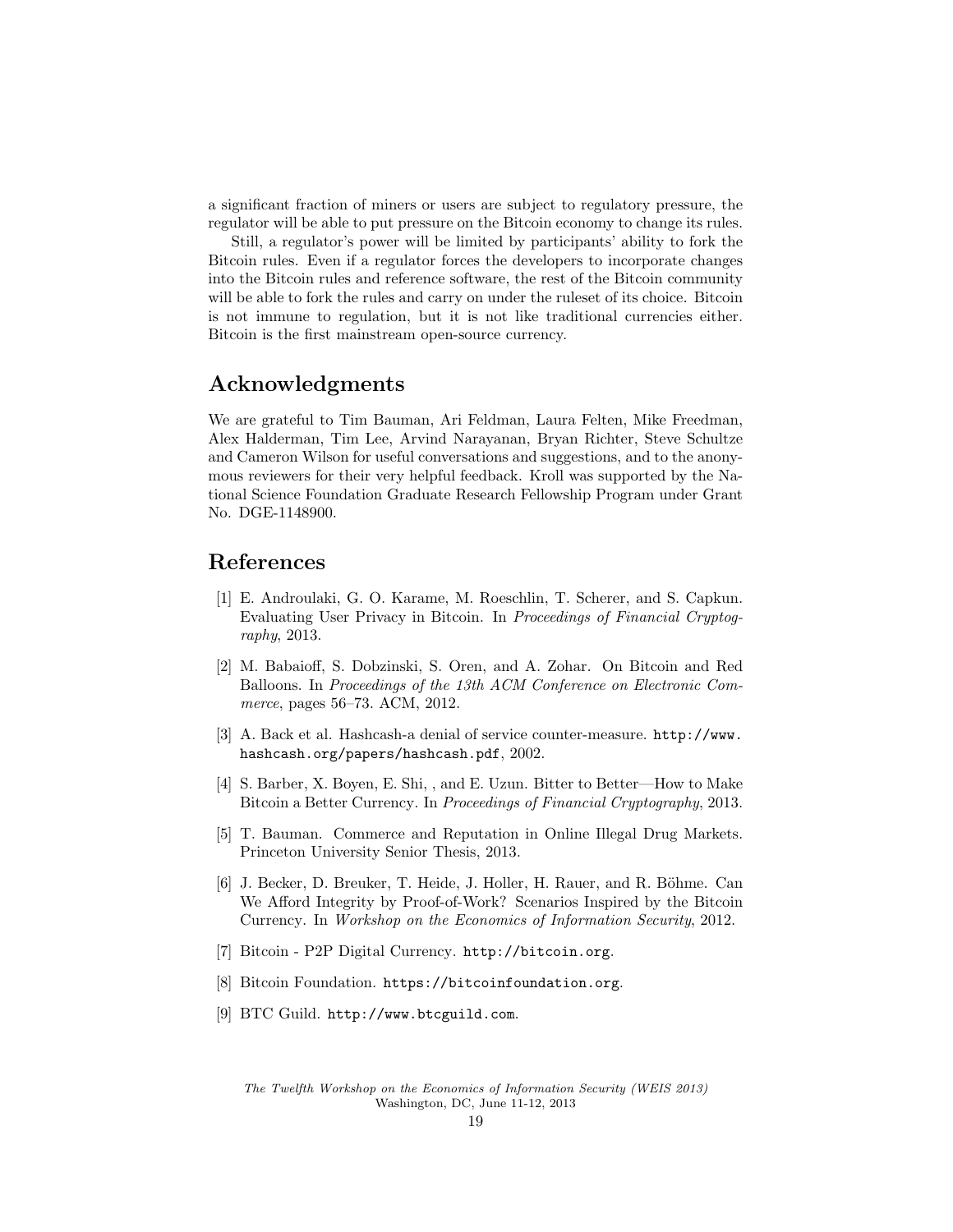a significant fraction of miners or users are subject to regulatory pressure, the regulator will be able to put pressure on the Bitcoin economy to change its rules.

Still, a regulator's power will be limited by participants' ability to fork the Bitcoin rules. Even if a regulator forces the developers to incorporate changes into the Bitcoin rules and reference software, the rest of the Bitcoin community will be able to fork the rules and carry on under the ruleset of its choice. Bitcoin is not immune to regulation, but it is not like traditional currencies either. Bitcoin is the first mainstream open-source currency.

## Acknowledgments

We are grateful to Tim Bauman, Ari Feldman, Laura Felten, Mike Freedman, Alex Halderman, Tim Lee, Arvind Narayanan, Bryan Richter, Steve Schultze and Cameron Wilson for useful conversations and suggestions, and to the anonymous reviewers for their very helpful feedback. Kroll was supported by the National Science Foundation Graduate Research Fellowship Program under Grant No. DGE-1148900.

## References

[1] E. Androulaki, G. O. Karame, M. Roeschlin, T. Scherer, and S. Capkun. Evaluating User Privacy in Bitcoin. In *Proceedings of Financial Cryptography*, 2013.

[2] M. Babaioff, S. Dobzinski, S. Oren, and A. Zohar. On Bitcoin and Red Balloons. In *Proceedings of the 13th ACM Conference on Electronic Commerce*, pages 56–73. ACM, 2012.

[3] A. Back et al. Hashcash-a denial of service counter-measure. `http://www.hashcash.org/papers/hashcash.pdf`, 2002.

[4] S. Barber, X. Boyen, E. Shi, , and E. Uzun. Bitter to Better—How to Make Bitcoin a Better Currency. In *Proceedings of Financial Cryptography*, 2013.

[5] T. Bauman. Commerce and Reputation in Online Illegal Drug Markets. Princeton University Senior Thesis, 2013.

[6] J. Becker, D. Breuker, T. Heide, J. Holler, H. Rauer, and R. Böhme. Can We Afford Integrity by Proof-of-Work? Scenarios Inspired by the Bitcoin Currency. In *Workshop on the Economics of Information Security*, 2012.

[7] Bitcoin - P2P Digital Currency. `http://bitcoin.org`.

[8] Bitcoin Foundation. `https://bitcoinfoundation.org`.

[9] BTC Guild. `http://www.btcguild.com`.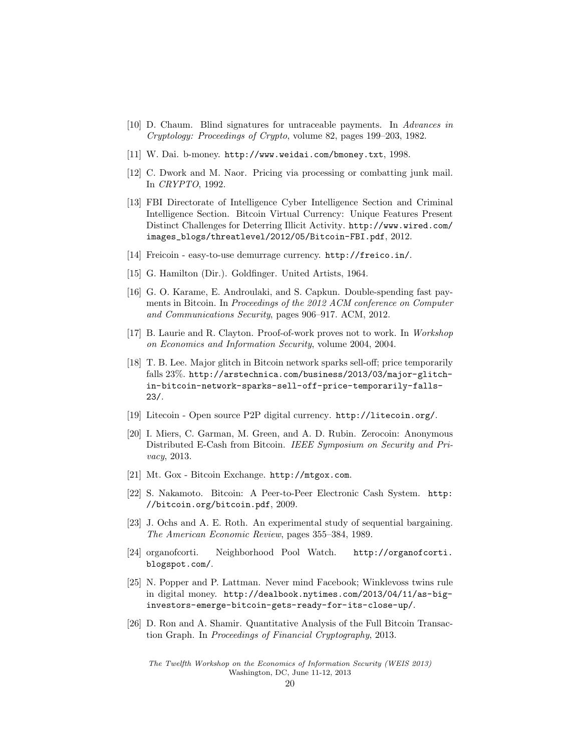[10] D. Chaum. Blind signatures for untraceable payments. In *Advances in Cryptology: Proceedings of Crypto*, volume 82, pages 199–203, 1982.

[11] W. Dai. b-money. `http://www.weidai.com/bmoney.txt`, 1998.

[12] C. Dwork and M. Naor. Pricing via processing or combatting junk mail. In *CRYPTO*, 1992.

[13] FBI Directorate of Intelligence Cyber Intelligence Section and Criminal Intelligence Section. Bitcoin Virtual Currency: Unique Features Present Distinct Challenges for Deterring Illicit Activity. `http://www.wired.com/images_blogs/threatlevel/2012/05/Bitcoin-FBI.pdf`, 2012.

[14] Freicoin - easy-to-use demurrage currency. `http://freico.in/`.

[15] G. Hamilton (Dir.). Goldfinger. United Artists, 1964.

[16] G. O. Karame, E. Androulaki, and S. Capkun. Double-spending fast payments in Bitcoin. In *Proceedings of the 2012 ACM conference on Computer and Communications Security*, pages 906–917. ACM, 2012.

[17] B. Laurie and R. Clayton. Proof-of-work proves not to work. In *Workshop on Economics and Information Security*, volume 2004, 2004.

[18] T. B. Lee. Major glitch in Bitcoin network sparks sell-off; price temporarily falls 23%. `http://arstechnica.com/business/2013/03/major-glitch-in-bitcoin-network-sparks-sell-off-price-temporarily-falls-23/`.

[19] Litecoin - Open source P2P digital currency. `http://litecoin.org/`.

[20] I. Miers, C. Garman, M. Green, and A. D. Rubin. Zerocoin: Anonymous Distributed E-Cash from Bitcoin. *IEEE Symposium on Security and Privacy*, 2013.

[21] Mt. Gox - Bitcoin Exchange. `http://mtgox.com`.

[22] S. Nakamoto. Bitcoin: A Peer-to-Peer Electronic Cash System. `http://bitcoin.org/bitcoin.pdf`, 2009.

[23] J. Ochs and A. E. Roth. An experimental study of sequential bargaining. *The American Economic Review*, pages 355–384, 1989.

[24] organofcorti. Neighborhood Pool Watch. `http://organofcorti.blogspot.com/`.

[25] N. Popper and P. Lattman. Never mind Facebook; Winklevoss twins rule in digital money. `http://dealbook.nytimes.com/2013/04/11/as-big-investors-emerge-bitcoin-gets-ready-for-its-close-up/`.

[26] D. Ron and A. Shamir. Quantitative Analysis of the Full Bitcoin Transaction Graph. In *Proceedings of Financial Cryptography*, 2013.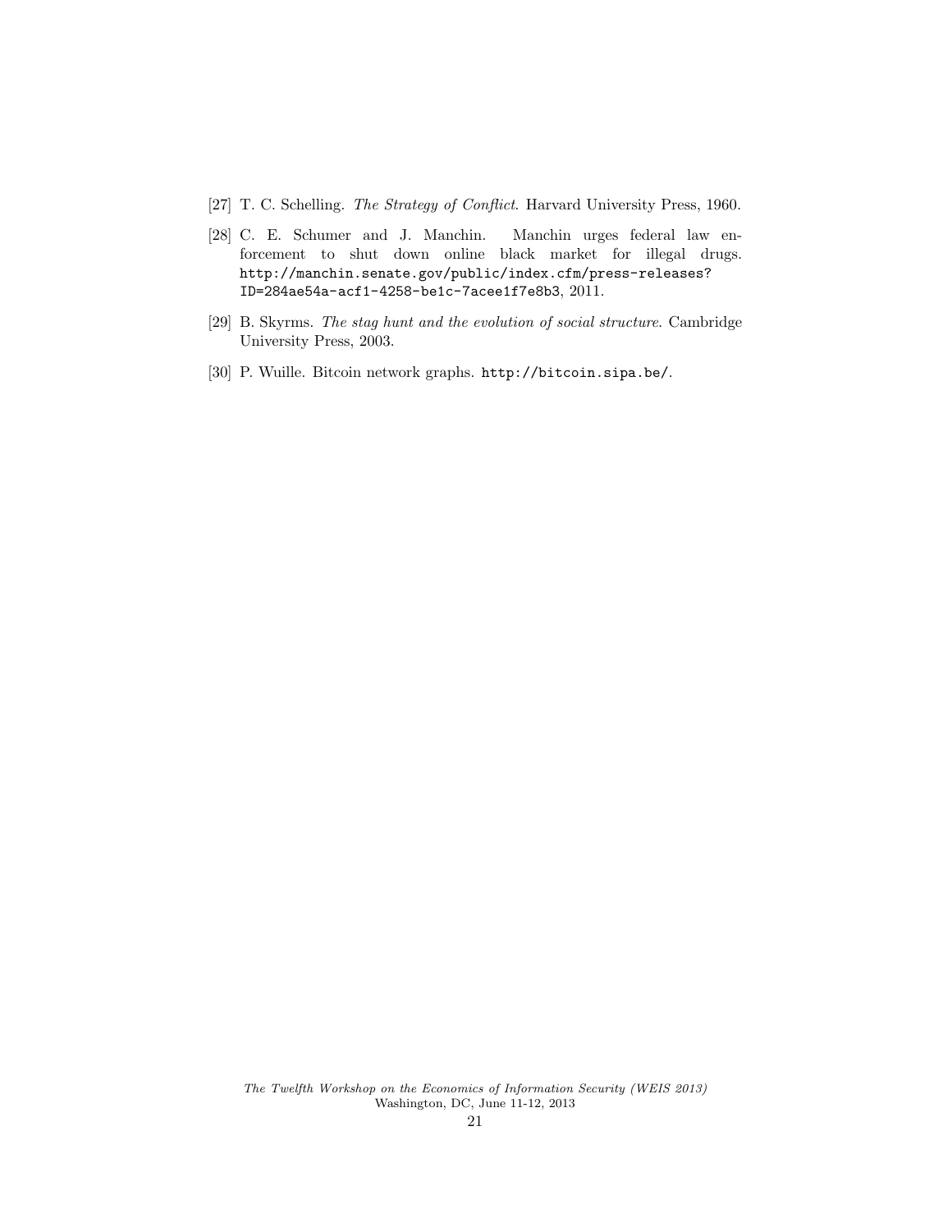[27] T. C. Schelling. *The Strategy of Conflict*. Harvard University Press, 1960.

[28] C. E. Schumer and J. Manchin. Manchin urges federal law enforcement to shut down online black market for illegal drugs. http://manchin.senate.gov/public/index.cfm/press-releases?ID=284ae54a-acf1-4258-be1c-7acee1f7e8b3, 2011.

[29] B. Skyrms. *The stag hunt and the evolution of social structure*. Cambridge University Press, 2003.

[30] P. Wuille. Bitcoin network graphs. http://bitcoin.sipa.be/.